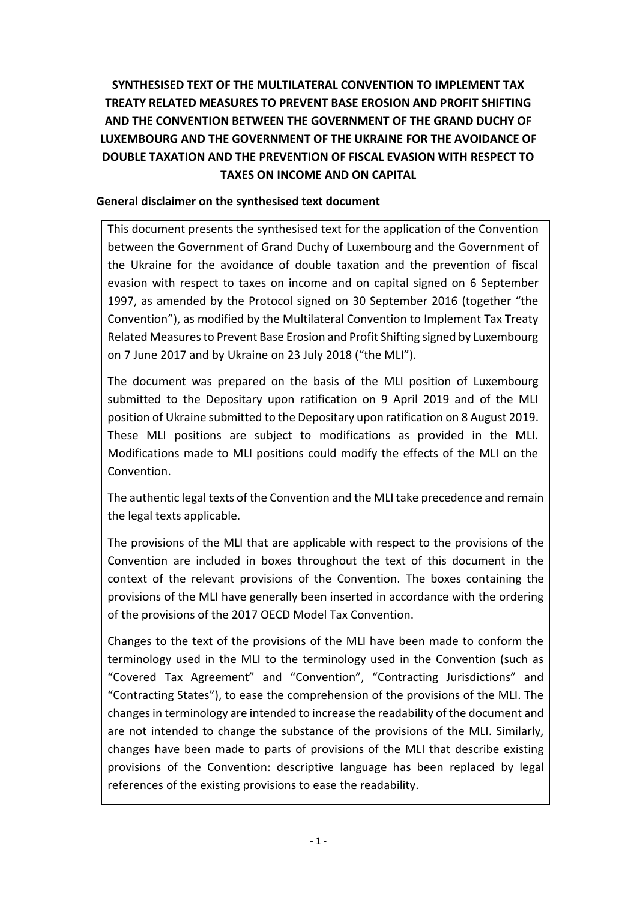# SYNTHESISED TEXT OF THE MULTILATERAL CONVENTION TO IMPLEMENT TAX TREATY RELATED MEASURES TO PREVENT BASE EROSION AND PROFIT SHIFTING AND THE CONVENTION BETWEEN THE GOVERNMENT OF THE GRAND DUCHY OF LUXEMBOURG AND THE GOVERNMENT OF THE UKRAINE FOR THE AVOIDANCE OF DOUBLE TAXATION AND THE PREVENTION OF FISCAL EVASION WITH RESPECT TO TAXES ON INCOME AND ON CAPITAL

## General disclaimer on the synthesised text document

This document presents the synthesised text for the application of the Convention between the Government of Grand Duchy of Luxembourg and the Government of the Ukraine for the avoidance of double taxation and the prevention of fiscal evasion with respect to taxes on income and on capital signed on 6 September 1997, as amended by the Protocol signed on 30 September 2016 (together "the Convention"), as modified by the Multilateral Convention to Implement Tax Treaty Related Measures to Prevent Base Erosion and Profit Shifting signed by Luxembourg on 7 June 2017 and by Ukraine on 23 July 2018 ("the MLI").

The document was prepared on the basis of the MLI position of Luxembourg submitted to the Depositary upon ratification on 9 April 2019 and of the MLI position of Ukraine submitted to the Depositary upon ratification on 8 August 2019. These MLI positions are subject to modifications as provided in the MLI. Modifications made to MLI positions could modify the effects of the MLI on the Convention.

The authentic legal texts of the Convention and the MLI take precedence and remain the legal texts applicable.

The provisions of the MLI that are applicable with respect to the provisions of the Convention are included in boxes throughout the text of this document in the context of the relevant provisions of the Convention. The boxes containing the provisions of the MLI have generally been inserted in accordance with the ordering of the provisions of the 2017 OECD Model Tax Convention.

Changes to the text of the provisions of the MLI have been made to conform the terminology used in the MLI to the terminology used in the Convention (such as "Covered Tax Agreement" and "Convention", "Contracting Jurisdictions" and "Contracting States"), to ease the comprehension of the provisions of the MLI. The changes in terminology are intended to increase the readability of the document and are not intended to change the substance of the provisions of the MLI. Similarly, changes have been made to parts of provisions of the MLI that describe existing provisions of the Convention: descriptive language has been replaced by legal references of the existing provisions to ease the readability.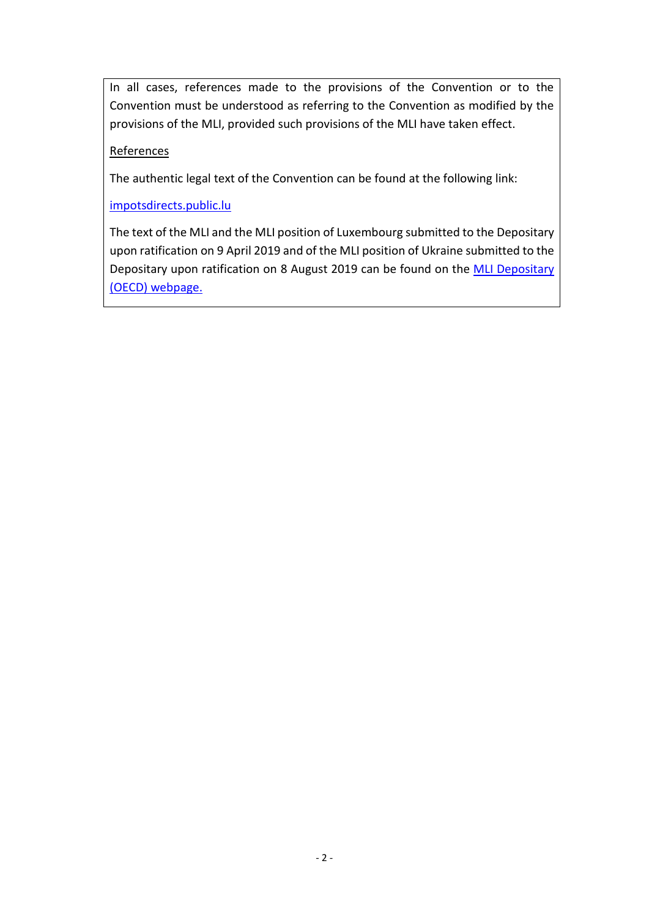In all cases, references made to the provisions of the Convention or to the Convention must be understood as referring to the Convention as modified by the provisions of the MLI, provided such provisions of the MLI have taken effect.

References

The authentic legal text of the Convention can be found at the following link:

[impotsdirects.public.lu](impotsdirects.public.lu)

The text of the MLI and the MLI position of Luxembourg submitted to the Depositary upon ratification on 9 April 2019 and of the MLI position of Ukraine submitted to the Depositary upon ratification on 8 August 2019 can be found on the MLI Depositary (OECD) webpage.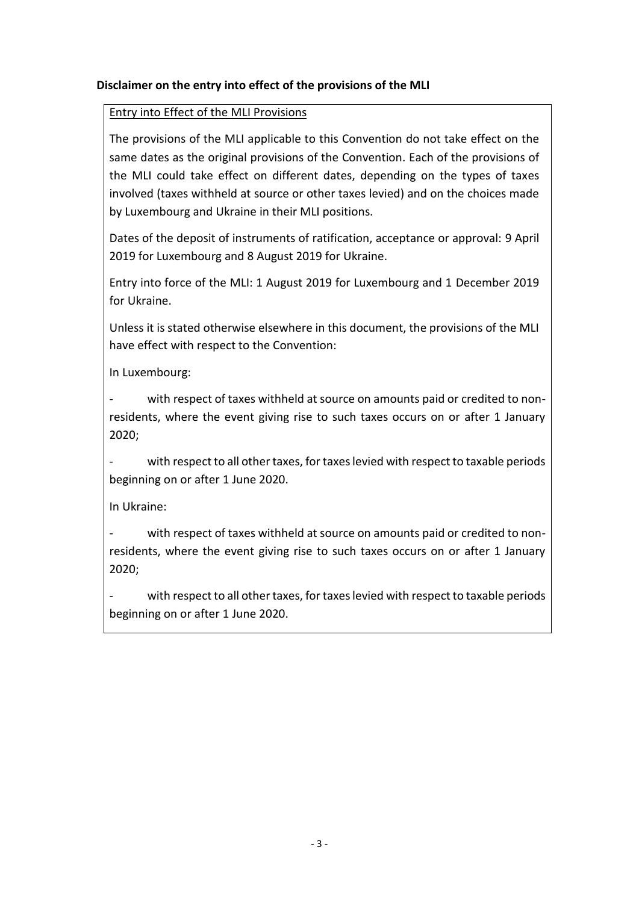**Disclaimer on the entry into effect of the provisions of the MLI**

Entry into Effect of the MLI Provisions

The provisions of the MLI applicable to this Convention do not take effect on the same dates as the original provisions of the Convention. Each of the provisions of the MLI could take effect on different dates, depending on the types of taxes involved (taxes withheld at source or other taxes levied) and on the choices made by Luxembourg and Ukraine in their MLI positions.

Dates of the deposit of instruments of ratification, acceptance or approval: 9 April 2019 for Luxembourg and 8 August 2019 for Ukraine.

Entry into force of the MLI: 1 August 2019 for Luxembourg and 1 December 2019 for Ukraine.

Unless it is stated otherwise elsewhere in this document, the provisions of the MLI have effect with respect to the Convention:

In Luxembourg:

- with respect of taxes withheld at source on amounts paid or credited to non-residents, where the event giving rise to such taxes occurs on or after 1 January 2020;

- with respect to all other taxes, for taxes levied with respect to taxable periods beginning on or after 1 June 2020.

In Ukraine:

- with respect of taxes withheld at source on amounts paid or credited to non-residents, where the event giving rise to such taxes occurs on or after 1 January 2020;

- with respect to all other taxes, for taxes levied with respect to taxable periods beginning on or after 1 June 2020.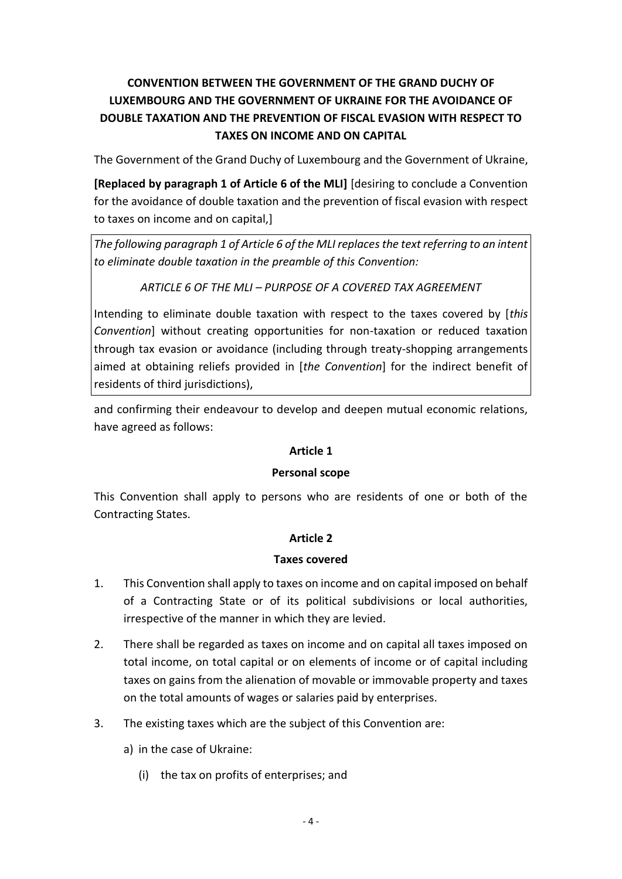**CONVENTION BETWEEN THE GOVERNMENT OF THE GRAND DUCHY OF LUXEMBOURG AND THE GOVERNMENT OF UKRAINE FOR THE AVOIDANCE OF DOUBLE TAXATION AND THE PREVENTION OF FISCAL EVASION WITH RESPECT TO TAXES ON INCOME AND ON CAPITAL**

The Government of the Grand Duchy of Luxembourg and the Government of Ukraine,

**[Replaced by paragraph 1 of Article 6 of the MLI]** [desiring to conclude a Convention for the avoidance of double taxation and the prevention of fiscal evasion with respect to taxes on income and on capital,]

> *The following paragraph 1 of Article 6 of the MLI replaces the text referring to an intent to eliminate double taxation in the preamble of this Convention:*
>
> *ARTICLE 6 OF THE MLI – PURPOSE OF A COVERED TAX AGREEMENT*
>
> Intending to eliminate double taxation with respect to the taxes covered by [*this Convention*] without creating opportunities for non-taxation or reduced taxation through tax evasion or avoidance (including through treaty-shopping arrangements aimed at obtaining reliefs provided in [*the Convention*] for the indirect benefit of residents of third jurisdictions),

and confirming their endeavour to develop and deepen mutual economic relations, have agreed as follows:

**Article 1**

**Personal scope**

This Convention shall apply to persons who are residents of one or both of the Contracting States.

**Article 2**

**Taxes covered**

1. This Convention shall apply to taxes on income and on capital imposed on behalf of a Contracting State or of its political subdivisions or local authorities, irrespective of the manner in which they are levied.

2. There shall be regarded as taxes on income and on capital all taxes imposed on total income, on total capital or on elements of income or of capital including taxes on gains from the alienation of movable or immovable property and taxes on the total amounts of wages or salaries paid by enterprises.

3. The existing taxes which are the subject of this Convention are:

   a) in the case of Ukraine:

      (i) the tax on profits of enterprises; and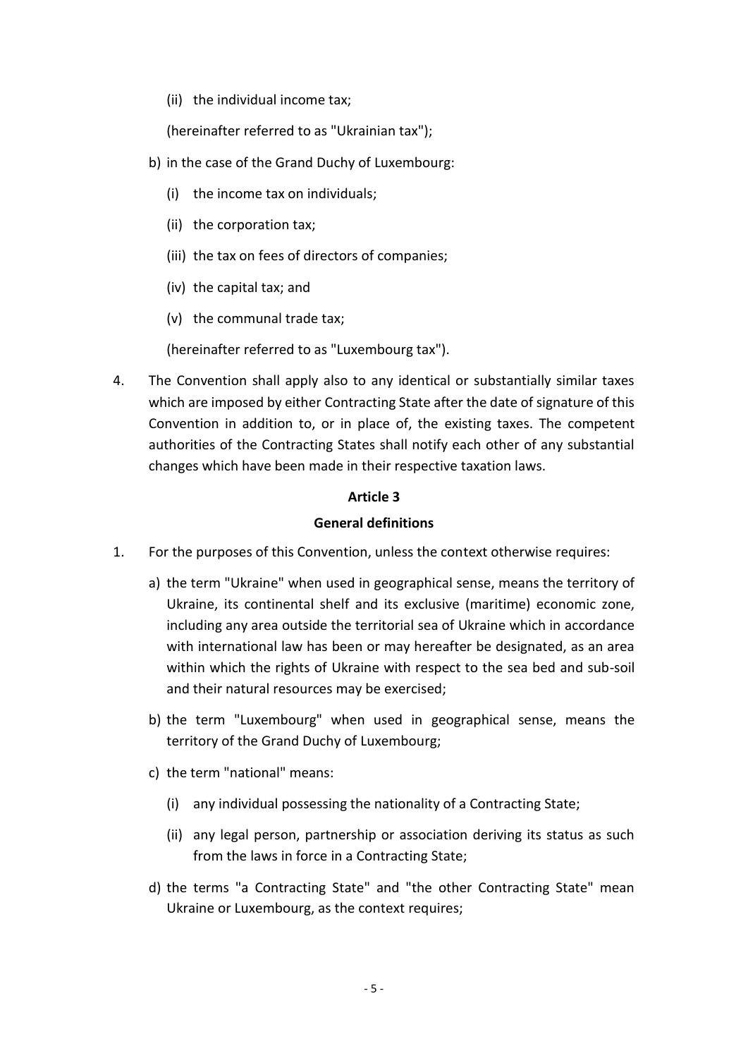(ii) the individual income tax;

(hereinafter referred to as "Ukrainian tax");

b) in the case of the Grand Duchy of Luxembourg:

(i) the income tax on individuals;

(ii) the corporation tax;

(iii) the tax on fees of directors of companies;

(iv) the capital tax; and

(v) the communal trade tax;

(hereinafter referred to as "Luxembourg tax").

4. The Convention shall apply also to any identical or substantially similar taxes which are imposed by either Contracting State after the date of signature of this Convention in addition to, or in place of, the existing taxes. The competent authorities of the Contracting States shall notify each other of any substantial changes which have been made in their respective taxation laws.

**Article 3**

**General definitions**

1. For the purposes of this Convention, unless the context otherwise requires:

a) the term "Ukraine" when used in geographical sense, means the territory of Ukraine, its continental shelf and its exclusive (maritime) economic zone, including any area outside the territorial sea of Ukraine which in accordance with international law has been or may hereafter be designated, as an area within which the rights of Ukraine with respect to the sea bed and sub-soil and their natural resources may be exercised;

b) the term "Luxembourg" when used in geographical sense, means the territory of the Grand Duchy of Luxembourg;

c) the term "national" means:

(i) any individual possessing the nationality of a Contracting State;

(ii) any legal person, partnership or association deriving its status as such from the laws in force in a Contracting State;

d) the terms "a Contracting State" and "the other Contracting State" mean Ukraine or Luxembourg, as the context requires;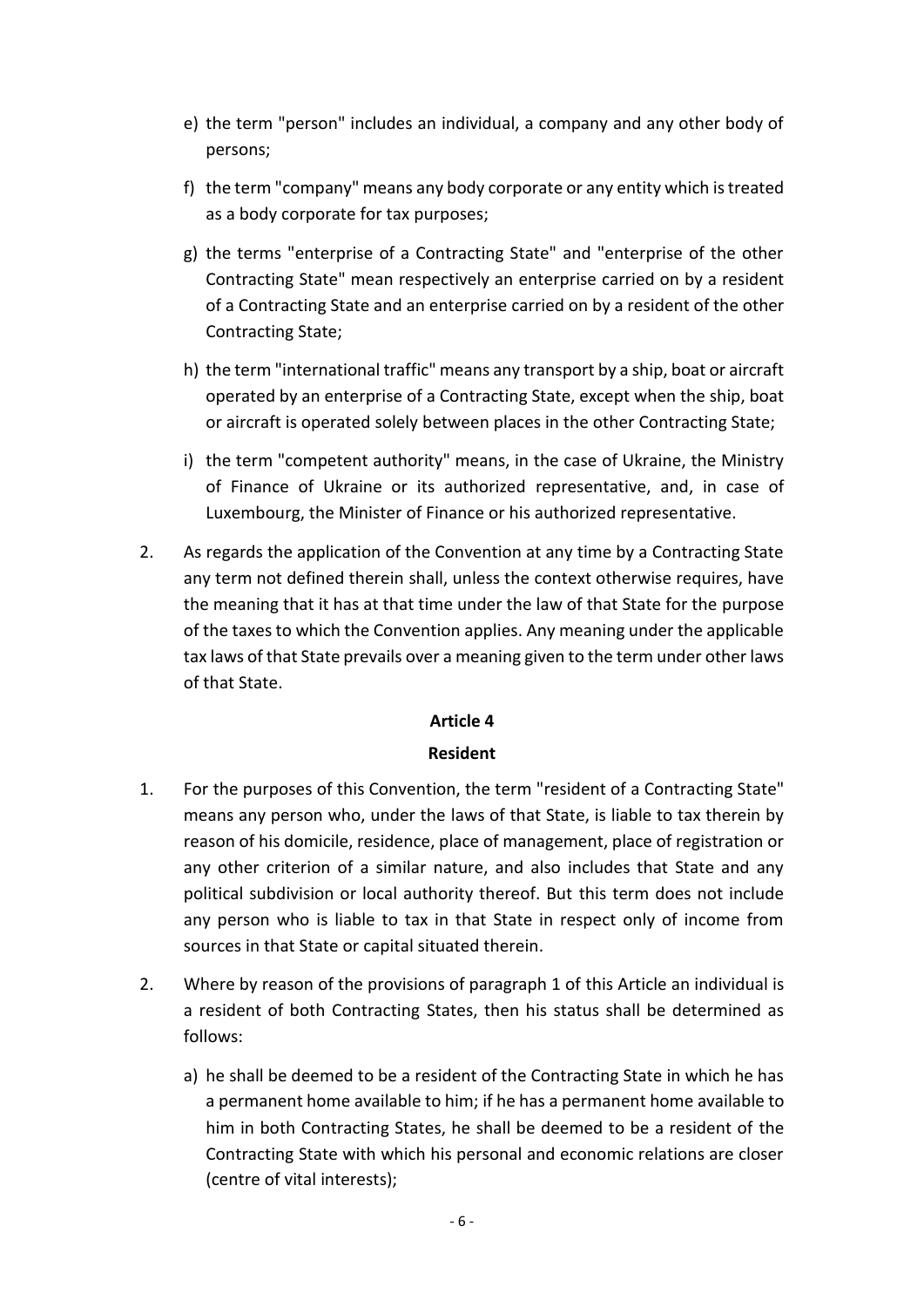e) the term "person" includes an individual, a company and any other body of persons;

f) the term "company" means any body corporate or any entity which is treated as a body corporate for tax purposes;

g) the terms "enterprise of a Contracting State" and "enterprise of the other Contracting State" mean respectively an enterprise carried on by a resident of a Contracting State and an enterprise carried on by a resident of the other Contracting State;

h) the term "international traffic" means any transport by a ship, boat or aircraft operated by an enterprise of a Contracting State, except when the ship, boat or aircraft is operated solely between places in the other Contracting State;

i) the term "competent authority" means, in the case of Ukraine, the Ministry of Finance of Ukraine or its authorized representative, and, in case of Luxembourg, the Minister of Finance or his authorized representative.

2. As regards the application of the Convention at any time by a Contracting State any term not defined therein shall, unless the context otherwise requires, have the meaning that it has at that time under the law of that State for the purpose of the taxes to which the Convention applies. Any meaning under the applicable tax laws of that State prevails over a meaning given to the term under other laws of that State.

## Article 4

## Resident

1. For the purposes of this Convention, the term "resident of a Contracting State" means any person who, under the laws of that State, is liable to tax therein by reason of his domicile, residence, place of management, place of registration or any other criterion of a similar nature, and also includes that State and any political subdivision or local authority thereof. But this term does not include any person who is liable to tax in that State in respect only of income from sources in that State or capital situated therein.

2. Where by reason of the provisions of paragraph 1 of this Article an individual is a resident of both Contracting States, then his status shall be determined as follows:

   a) he shall be deemed to be a resident of the Contracting State in which he has a permanent home available to him; if he has a permanent home available to him in both Contracting States, he shall be deemed to be a resident of the Contracting State with which his personal and economic relations are closer (centre of vital interests);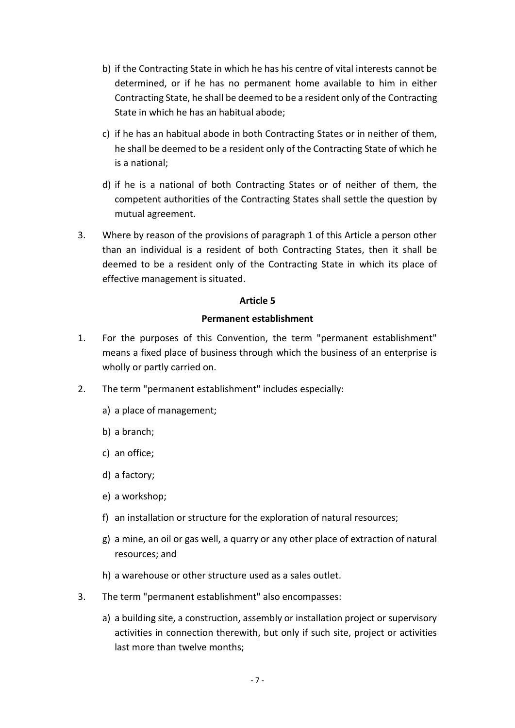b) if the Contracting State in which he has his centre of vital interests cannot be determined, or if he has no permanent home available to him in either Contracting State, he shall be deemed to be a resident only of the Contracting State in which he has an habitual abode;

c) if he has an habitual abode in both Contracting States or in neither of them, he shall be deemed to be a resident only of the Contracting State of which he is a national;

d) if he is a national of both Contracting States or of neither of them, the competent authorities of the Contracting States shall settle the question by mutual agreement.

3. Where by reason of the provisions of paragraph 1 of this Article a person other than an individual is a resident of both Contracting States, then it shall be deemed to be a resident only of the Contracting State in which its place of effective management is situated.

## Article 5

## Permanent establishment

1. For the purposes of this Convention, the term "permanent establishment" means a fixed place of business through which the business of an enterprise is wholly or partly carried on.

2. The term "permanent establishment" includes especially:

   a) a place of management;

   b) a branch;

   c) an office;

   d) a factory;

   e) a workshop;

   f) an installation or structure for the exploration of natural resources;

   g) a mine, an oil or gas well, a quarry or any other place of extraction of natural resources; and

   h) a warehouse or other structure used as a sales outlet.

3. The term "permanent establishment" also encompasses:

   a) a building site, a construction, assembly or installation project or supervisory activities in connection therewith, but only if such site, project or activities last more than twelve months;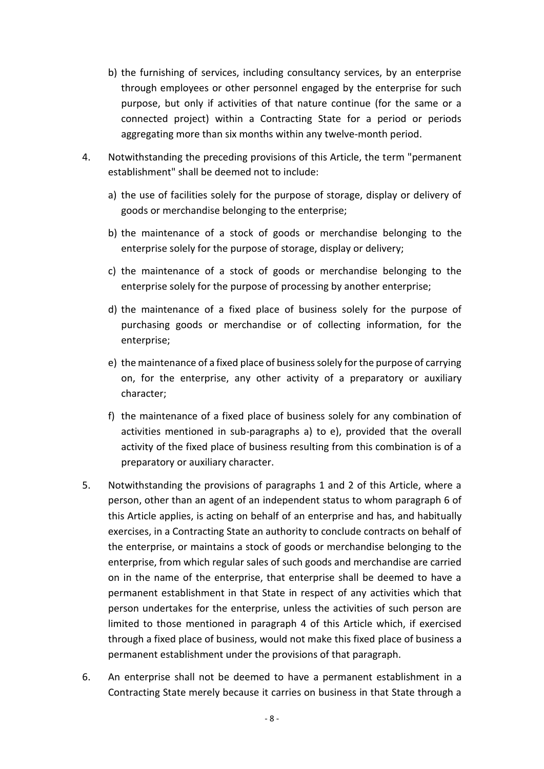b) the furnishing of services, including consultancy services, by an enterprise through employees or other personnel engaged by the enterprise for such purpose, but only if activities of that nature continue (for the same or a connected project) within a Contracting State for a period or periods aggregating more than six months within any twelve-month period.

4. Notwithstanding the preceding provisions of this Article, the term "permanent establishment" shall be deemed not to include:

   a) the use of facilities solely for the purpose of storage, display or delivery of goods or merchandise belonging to the enterprise;

   b) the maintenance of a stock of goods or merchandise belonging to the enterprise solely for the purpose of storage, display or delivery;

   c) the maintenance of a stock of goods or merchandise belonging to the enterprise solely for the purpose of processing by another enterprise;

   d) the maintenance of a fixed place of business solely for the purpose of purchasing goods or merchandise or of collecting information, for the enterprise;

   e) the maintenance of a fixed place of business solely for the purpose of carrying on, for the enterprise, any other activity of a preparatory or auxiliary character;

   f) the maintenance of a fixed place of business solely for any combination of activities mentioned in sub-paragraphs a) to e), provided that the overall activity of the fixed place of business resulting from this combination is of a preparatory or auxiliary character.

5. Notwithstanding the provisions of paragraphs 1 and 2 of this Article, where a person, other than an agent of an independent status to whom paragraph 6 of this Article applies, is acting on behalf of an enterprise and has, and habitually exercises, in a Contracting State an authority to conclude contracts on behalf of the enterprise, or maintains a stock of goods or merchandise belonging to the enterprise, from which regular sales of such goods and merchandise are carried on in the name of the enterprise, that enterprise shall be deemed to have a permanent establishment in that State in respect of any activities which that person undertakes for the enterprise, unless the activities of such person are limited to those mentioned in paragraph 4 of this Article which, if exercised through a fixed place of business, would not make this fixed place of business a permanent establishment under the provisions of that paragraph.

6. An enterprise shall not be deemed to have a permanent establishment in a Contracting State merely because it carries on business in that State through a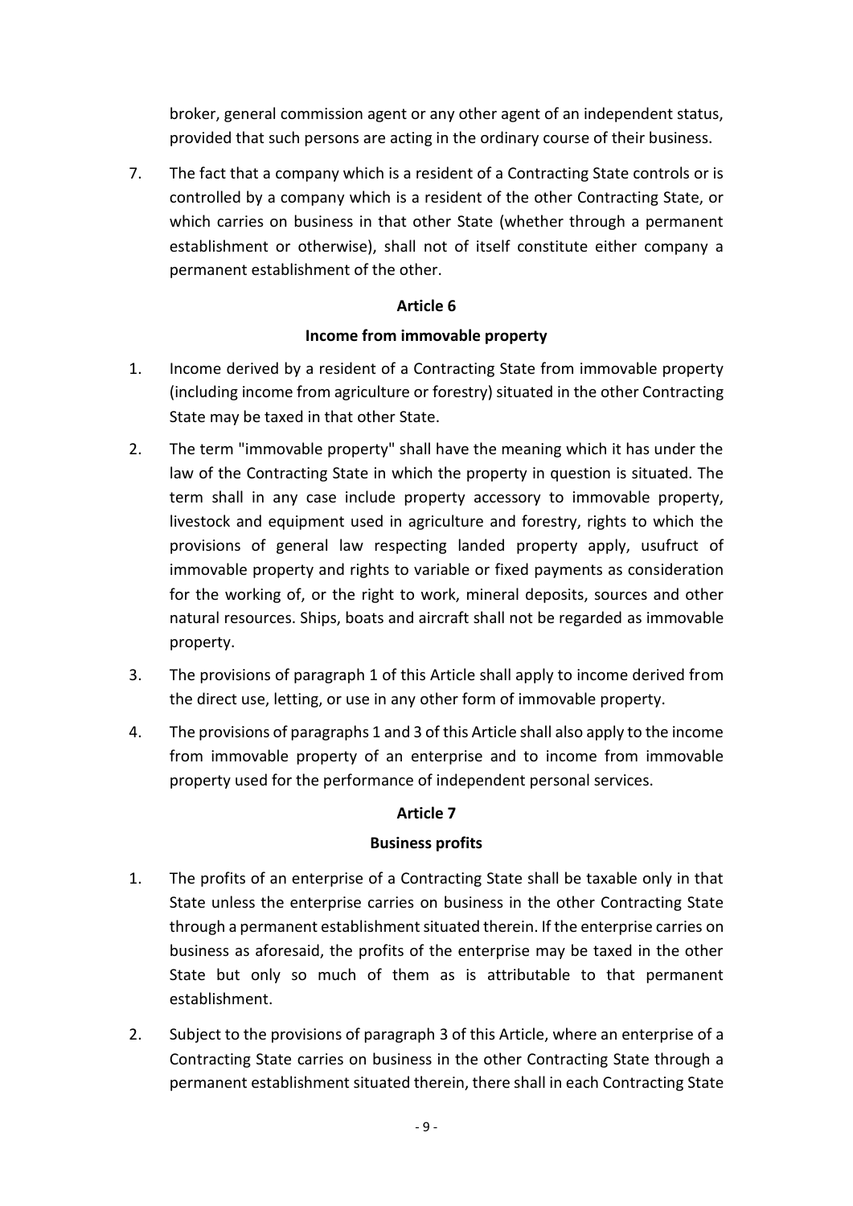broker, general commission agent or any other agent of an independent status, provided that such persons are acting in the ordinary course of their business.

7. The fact that a company which is a resident of a Contracting State controls or is controlled by a company which is a resident of the other Contracting State, or which carries on business in that other State (whether through a permanent establishment or otherwise), shall not of itself constitute either company a permanent establishment of the other.

**Article 6**

**Income from immovable property**

1. Income derived by a resident of a Contracting State from immovable property (including income from agriculture or forestry) situated in the other Contracting State may be taxed in that other State.

2. The term "immovable property" shall have the meaning which it has under the law of the Contracting State in which the property in question is situated. The term shall in any case include property accessory to immovable property, livestock and equipment used in agriculture and forestry, rights to which the provisions of general law respecting landed property apply, usufruct of immovable property and rights to variable or fixed payments as consideration for the working of, or the right to work, mineral deposits, sources and other natural resources. Ships, boats and aircraft shall not be regarded as immovable property.

3. The provisions of paragraph 1 of this Article shall apply to income derived from the direct use, letting, or use in any other form of immovable property.

4. The provisions of paragraphs 1 and 3 of this Article shall also apply to the income from immovable property of an enterprise and to income from immovable property used for the performance of independent personal services.

**Article 7**

**Business profits**

1. The profits of an enterprise of a Contracting State shall be taxable only in that State unless the enterprise carries on business in the other Contracting State through a permanent establishment situated therein. If the enterprise carries on business as aforesaid, the profits of the enterprise may be taxed in the other State but only so much of them as is attributable to that permanent establishment.

2. Subject to the provisions of paragraph 3 of this Article, where an enterprise of a Contracting State carries on business in the other Contracting State through a permanent establishment situated therein, there shall in each Contracting State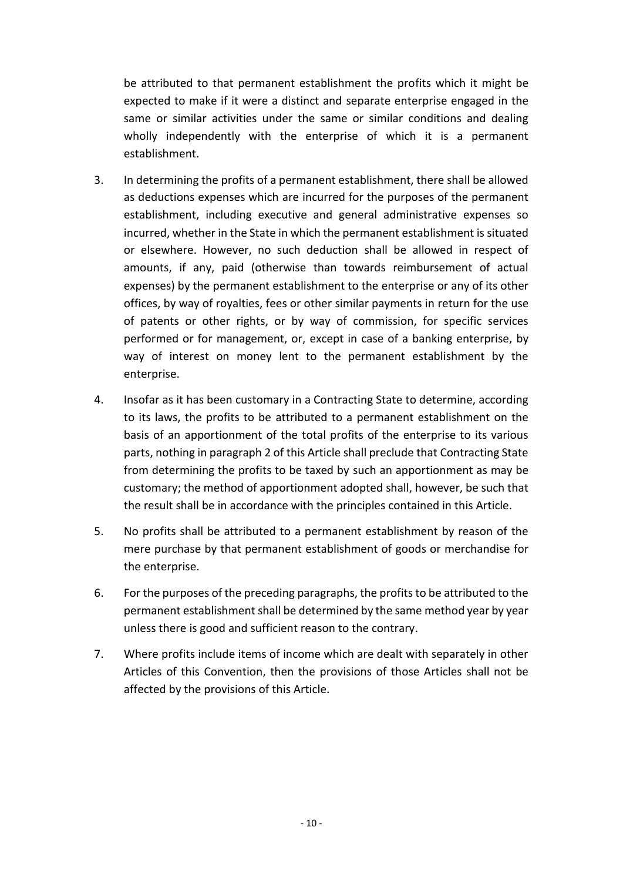be attributed to that permanent establishment the profits which it might be expected to make if it were a distinct and separate enterprise engaged in the same or similar activities under the same or similar conditions and dealing wholly independently with the enterprise of which it is a permanent establishment.

3. In determining the profits of a permanent establishment, there shall be allowed as deductions expenses which are incurred for the purposes of the permanent establishment, including executive and general administrative expenses so incurred, whether in the State in which the permanent establishment is situated or elsewhere. However, no such deduction shall be allowed in respect of amounts, if any, paid (otherwise than towards reimbursement of actual expenses) by the permanent establishment to the enterprise or any of its other offices, by way of royalties, fees or other similar payments in return for the use of patents or other rights, or by way of commission, for specific services performed or for management, or, except in case of a banking enterprise, by way of interest on money lent to the permanent establishment by the enterprise.

4. Insofar as it has been customary in a Contracting State to determine, according to its laws, the profits to be attributed to a permanent establishment on the basis of an apportionment of the total profits of the enterprise to its various parts, nothing in paragraph 2 of this Article shall preclude that Contracting State from determining the profits to be taxed by such an apportionment as may be customary; the method of apportionment adopted shall, however, be such that the result shall be in accordance with the principles contained in this Article.

5. No profits shall be attributed to a permanent establishment by reason of the mere purchase by that permanent establishment of goods or merchandise for the enterprise.

6. For the purposes of the preceding paragraphs, the profits to be attributed to the permanent establishment shall be determined by the same method year by year unless there is good and sufficient reason to the contrary.

7. Where profits include items of income which are dealt with separately in other Articles of this Convention, then the provisions of those Articles shall not be affected by the provisions of this Article.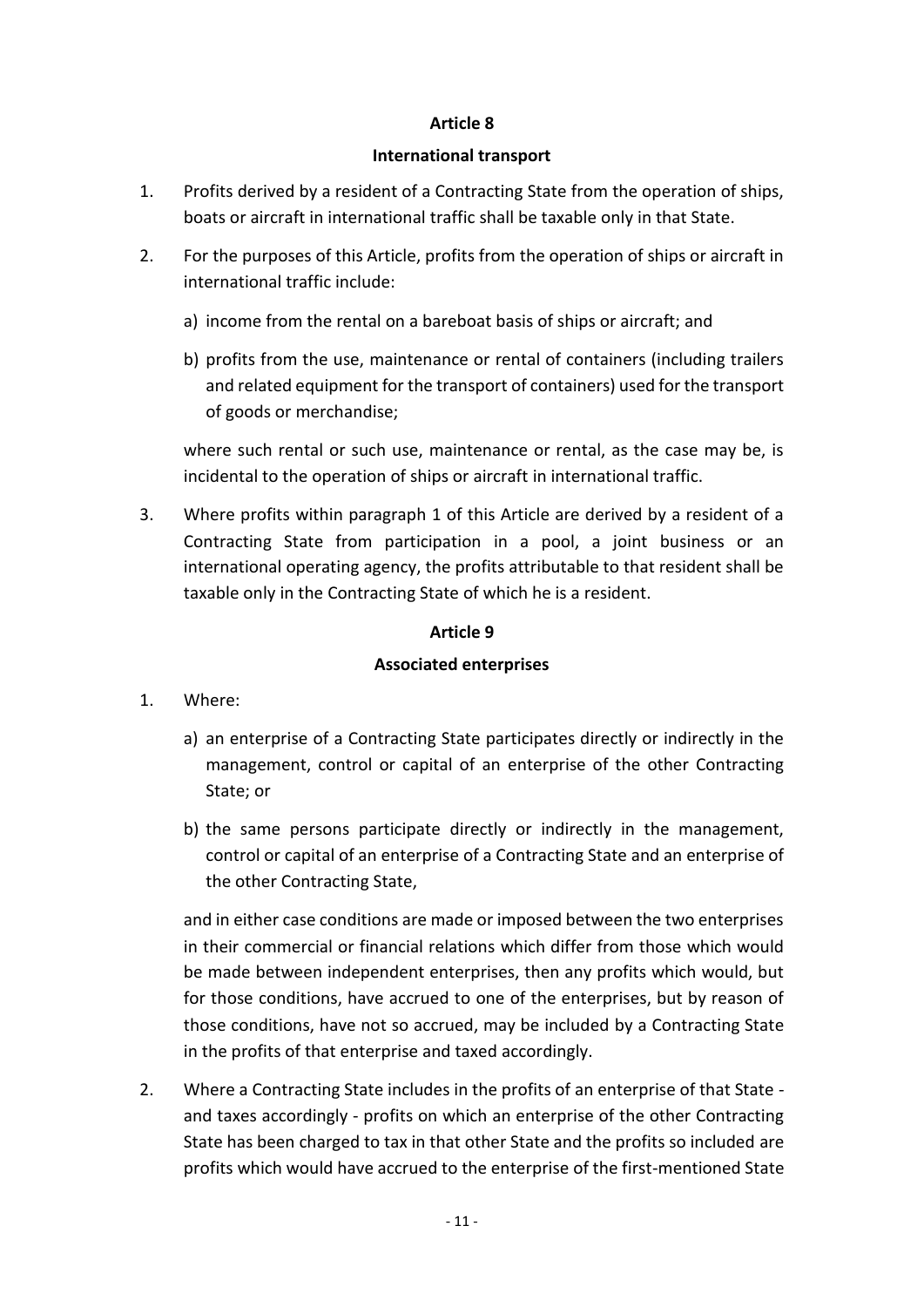## Article 8

### International transport

1. Profits derived by a resident of a Contracting State from the operation of ships, boats or aircraft in international traffic shall be taxable only in that State.

2. For the purposes of this Article, profits from the operation of ships or aircraft in international traffic include:

   a) income from the rental on a bareboat basis of ships or aircraft; and

   b) profits from the use, maintenance or rental of containers (including trailers and related equipment for the transport of containers) used for the transport of goods or merchandise;

   where such rental or such use, maintenance or rental, as the case may be, is incidental to the operation of ships or aircraft in international traffic.

3. Where profits within paragraph 1 of this Article are derived by a resident of a Contracting State from participation in a pool, a joint business or an international operating agency, the profits attributable to that resident shall be taxable only in the Contracting State of which he is a resident.

## Article 9

### Associated enterprises

1. Where:

   a) an enterprise of a Contracting State participates directly or indirectly in the management, control or capital of an enterprise of the other Contracting State; or

   b) the same persons participate directly or indirectly in the management, control or capital of an enterprise of a Contracting State and an enterprise of the other Contracting State,

   and in either case conditions are made or imposed between the two enterprises in their commercial or financial relations which differ from those which would be made between independent enterprises, then any profits which would, but for those conditions, have accrued to one of the enterprises, but by reason of those conditions, have not so accrued, may be included by a Contracting State in the profits of that enterprise and taxed accordingly.

2. Where a Contracting State includes in the profits of an enterprise of that State - and taxes accordingly - profits on which an enterprise of the other Contracting State has been charged to tax in that other State and the profits so included are profits which would have accrued to the enterprise of the first-mentioned State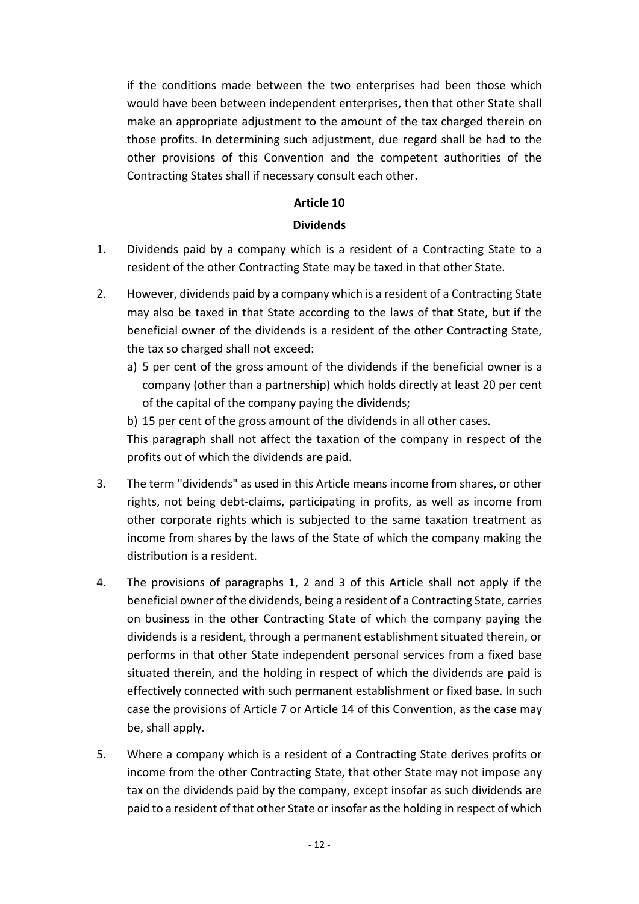if the conditions made between the two enterprises had been those which would have been between independent enterprises, then that other State shall make an appropriate adjustment to the amount of the tax charged therein on those profits. In determining such adjustment, due regard shall be had to the other provisions of this Convention and the competent authorities of the Contracting States shall if necessary consult each other.

## Article 10

## Dividends

1. Dividends paid by a company which is a resident of a Contracting State to a resident of the other Contracting State may be taxed in that other State.

2. However, dividends paid by a company which is a resident of a Contracting State may also be taxed in that State according to the laws of that State, but if the beneficial owner of the dividends is a resident of the other Contracting State, the tax so charged shall not exceed:

   a) 5 per cent of the gross amount of the dividends if the beneficial owner is a company (other than a partnership) which holds directly at least 20 per cent of the capital of the company paying the dividends;

   b) 15 per cent of the gross amount of the dividends in all other cases.

   This paragraph shall not affect the taxation of the company in respect of the profits out of which the dividends are paid.

3. The term "dividends" as used in this Article means income from shares, or other rights, not being debt-claims, participating in profits, as well as income from other corporate rights which is subjected to the same taxation treatment as income from shares by the laws of the State of which the company making the distribution is a resident.

4. The provisions of paragraphs 1, 2 and 3 of this Article shall not apply if the beneficial owner of the dividends, being a resident of a Contracting State, carries on business in the other Contracting State of which the company paying the dividends is a resident, through a permanent establishment situated therein, or performs in that other State independent personal services from a fixed base situated therein, and the holding in respect of which the dividends are paid is effectively connected with such permanent establishment or fixed base. In such case the provisions of Article 7 or Article 14 of this Convention, as the case may be, shall apply.

5. Where a company which is a resident of a Contracting State derives profits or income from the other Contracting State, that other State may not impose any tax on the dividends paid by the company, except insofar as such dividends are paid to a resident of that other State or insofar as the holding in respect of which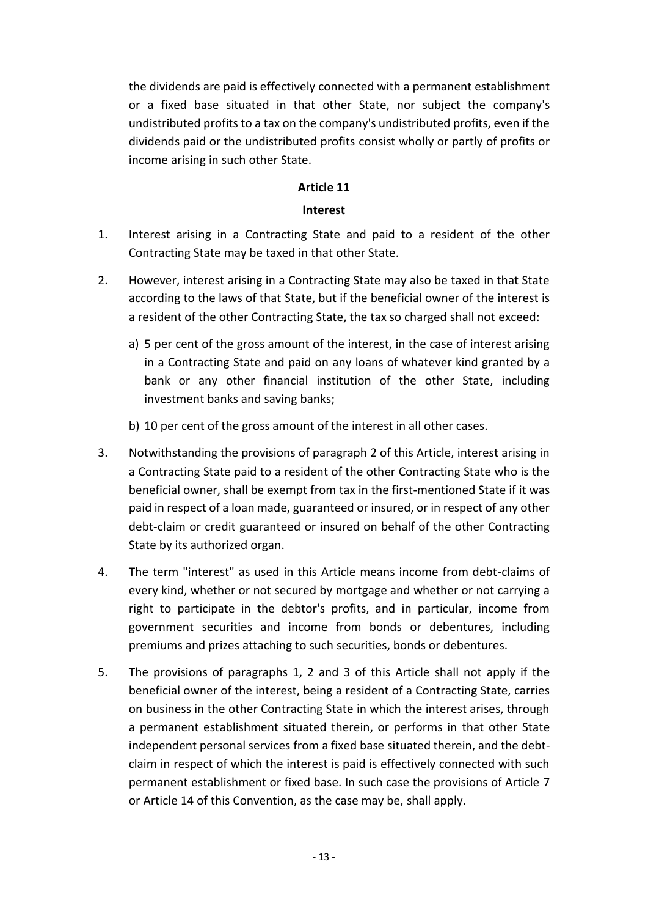the dividends are paid is effectively connected with a permanent establishment or a fixed base situated in that other State, nor subject the company's undistributed profits to a tax on the company's undistributed profits, even if the dividends paid or the undistributed profits consist wholly or partly of profits or income arising in such other State.

## Article 11

### Interest

1. Interest arising in a Contracting State and paid to a resident of the other Contracting State may be taxed in that other State.

2. However, interest arising in a Contracting State may also be taxed in that State according to the laws of that State, but if the beneficial owner of the interest is a resident of the other Contracting State, the tax so charged shall not exceed:

   a) 5 per cent of the gross amount of the interest, in the case of interest arising in a Contracting State and paid on any loans of whatever kind granted by a bank or any other financial institution of the other State, including investment banks and saving banks;

   b) 10 per cent of the gross amount of the interest in all other cases.

3. Notwithstanding the provisions of paragraph 2 of this Article, interest arising in a Contracting State paid to a resident of the other Contracting State who is the beneficial owner, shall be exempt from tax in the first-mentioned State if it was paid in respect of a loan made, guaranteed or insured, or in respect of any other debt-claim or credit guaranteed or insured on behalf of the other Contracting State by its authorized organ.

4. The term "interest" as used in this Article means income from debt-claims of every kind, whether or not secured by mortgage and whether or not carrying a right to participate in the debtor's profits, and in particular, income from government securities and income from bonds or debentures, including premiums and prizes attaching to such securities, bonds or debentures.

5. The provisions of paragraphs 1, 2 and 3 of this Article shall not apply if the beneficial owner of the interest, being a resident of a Contracting State, carries on business in the other Contracting State in which the interest arises, through a permanent establishment situated therein, or performs in that other State independent personal services from a fixed base situated therein, and the debt-claim in respect of which the interest is paid is effectively connected with such permanent establishment or fixed base. In such case the provisions of Article 7 or Article 14 of this Convention, as the case may be, shall apply.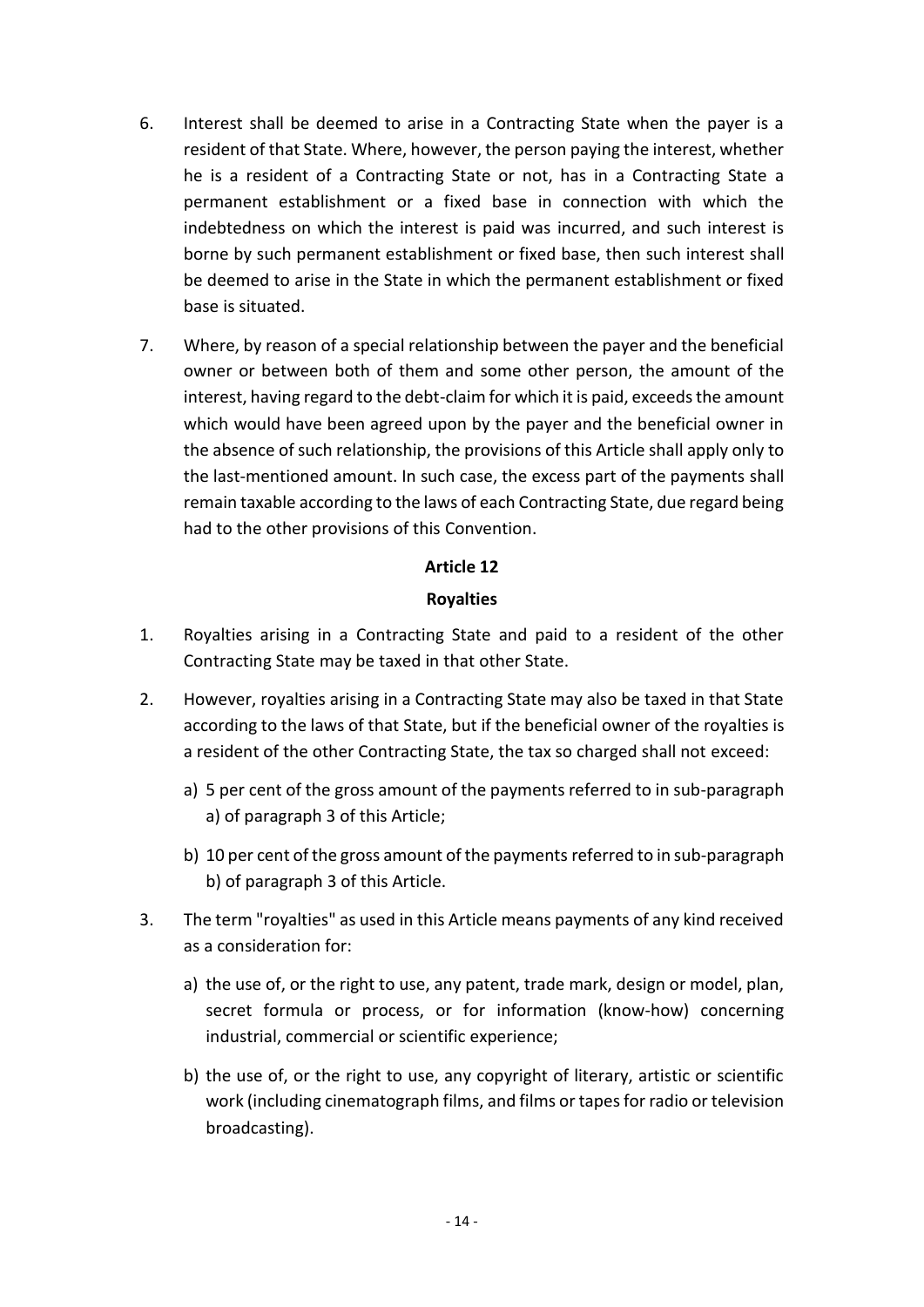6. Interest shall be deemed to arise in a Contracting State when the payer is a resident of that State. Where, however, the person paying the interest, whether he is a resident of a Contracting State or not, has in a Contracting State a permanent establishment or a fixed base in connection with which the indebtedness on which the interest is paid was incurred, and such interest is borne by such permanent establishment or fixed base, then such interest shall be deemed to arise in the State in which the permanent establishment or fixed base is situated.

7. Where, by reason of a special relationship between the payer and the beneficial owner or between both of them and some other person, the amount of the interest, having regard to the debt-claim for which it is paid, exceeds the amount which would have been agreed upon by the payer and the beneficial owner in the absence of such relationship, the provisions of this Article shall apply only to the last-mentioned amount. In such case, the excess part of the payments shall remain taxable according to the laws of each Contracting State, due regard being had to the other provisions of this Convention.

## Article 12

## Royalties

1. Royalties arising in a Contracting State and paid to a resident of the other Contracting State may be taxed in that other State.

2. However, royalties arising in a Contracting State may also be taxed in that State according to the laws of that State, but if the beneficial owner of the royalties is a resident of the other Contracting State, the tax so charged shall not exceed:

   a) 5 per cent of the gross amount of the payments referred to in sub-paragraph a) of paragraph 3 of this Article;

   b) 10 per cent of the gross amount of the payments referred to in sub-paragraph b) of paragraph 3 of this Article.

3. The term "royalties" as used in this Article means payments of any kind received as a consideration for:

   a) the use of, or the right to use, any patent, trade mark, design or model, plan, secret formula or process, or for information (know-how) concerning industrial, commercial or scientific experience;

   b) the use of, or the right to use, any copyright of literary, artistic or scientific work (including cinematograph films, and films or tapes for radio or television broadcasting).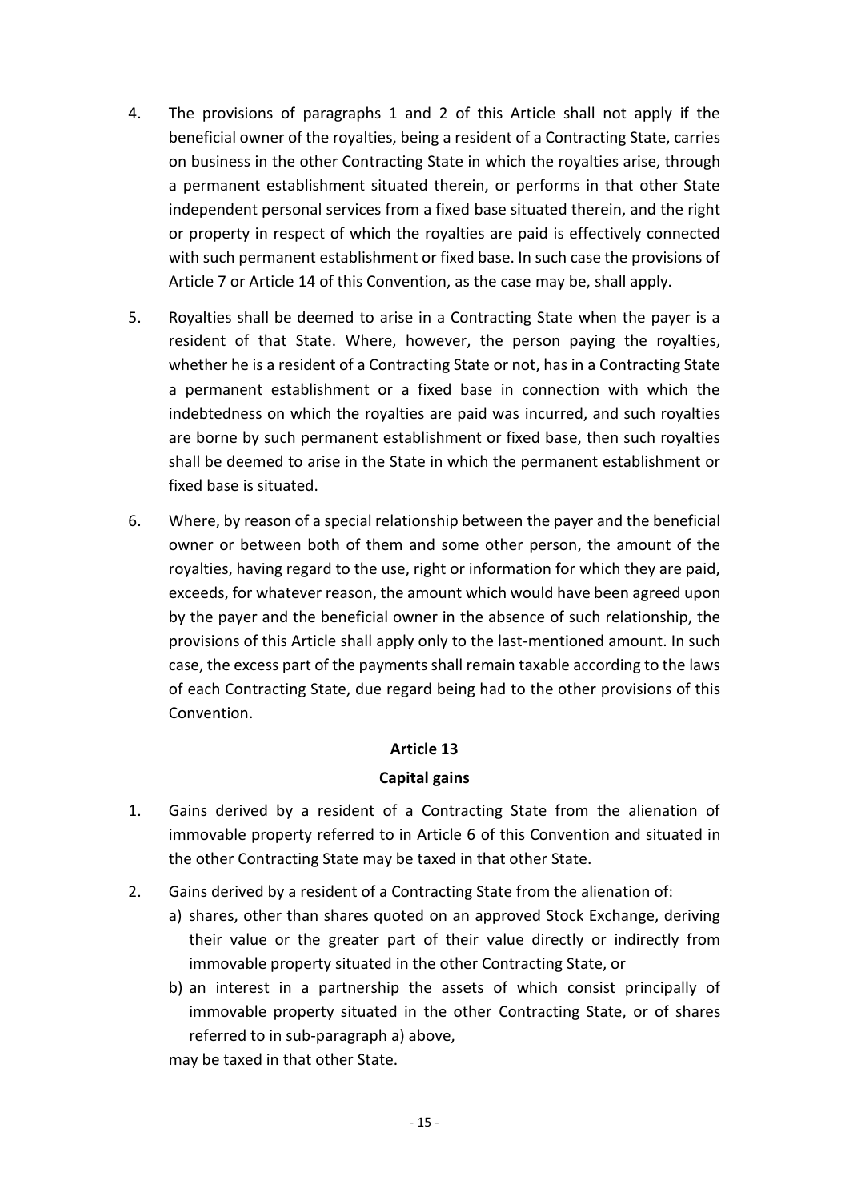4. The provisions of paragraphs 1 and 2 of this Article shall not apply if the beneficial owner of the royalties, being a resident of a Contracting State, carries on business in the other Contracting State in which the royalties arise, through a permanent establishment situated therein, or performs in that other State independent personal services from a fixed base situated therein, and the right or property in respect of which the royalties are paid is effectively connected with such permanent establishment or fixed base. In such case the provisions of Article 7 or Article 14 of this Convention, as the case may be, shall apply.

5. Royalties shall be deemed to arise in a Contracting State when the payer is a resident of that State. Where, however, the person paying the royalties, whether he is a resident of a Contracting State or not, has in a Contracting State a permanent establishment or a fixed base in connection with which the indebtedness on which the royalties are paid was incurred, and such royalties are borne by such permanent establishment or fixed base, then such royalties shall be deemed to arise in the State in which the permanent establishment or fixed base is situated.

6. Where, by reason of a special relationship between the payer and the beneficial owner or between both of them and some other person, the amount of the royalties, having regard to the use, right or information for which they are paid, exceeds, for whatever reason, the amount which would have been agreed upon by the payer and the beneficial owner in the absence of such relationship, the provisions of this Article shall apply only to the last-mentioned amount. In such case, the excess part of the payments shall remain taxable according to the laws of each Contracting State, due regard being had to the other provisions of this Convention.

## Article 13

## Capital gains

1. Gains derived by a resident of a Contracting State from the alienation of immovable property referred to in Article 6 of this Convention and situated in the other Contracting State may be taxed in that other State.

2. Gains derived by a resident of a Contracting State from the alienation of:
   a) shares, other than shares quoted on an approved Stock Exchange, deriving their value or the greater part of their value directly or indirectly from immovable property situated in the other Contracting State, or
   b) an interest in a partnership the assets of which consist principally of immovable property situated in the other Contracting State, or of shares referred to in sub-paragraph a) above,

   may be taxed in that other State.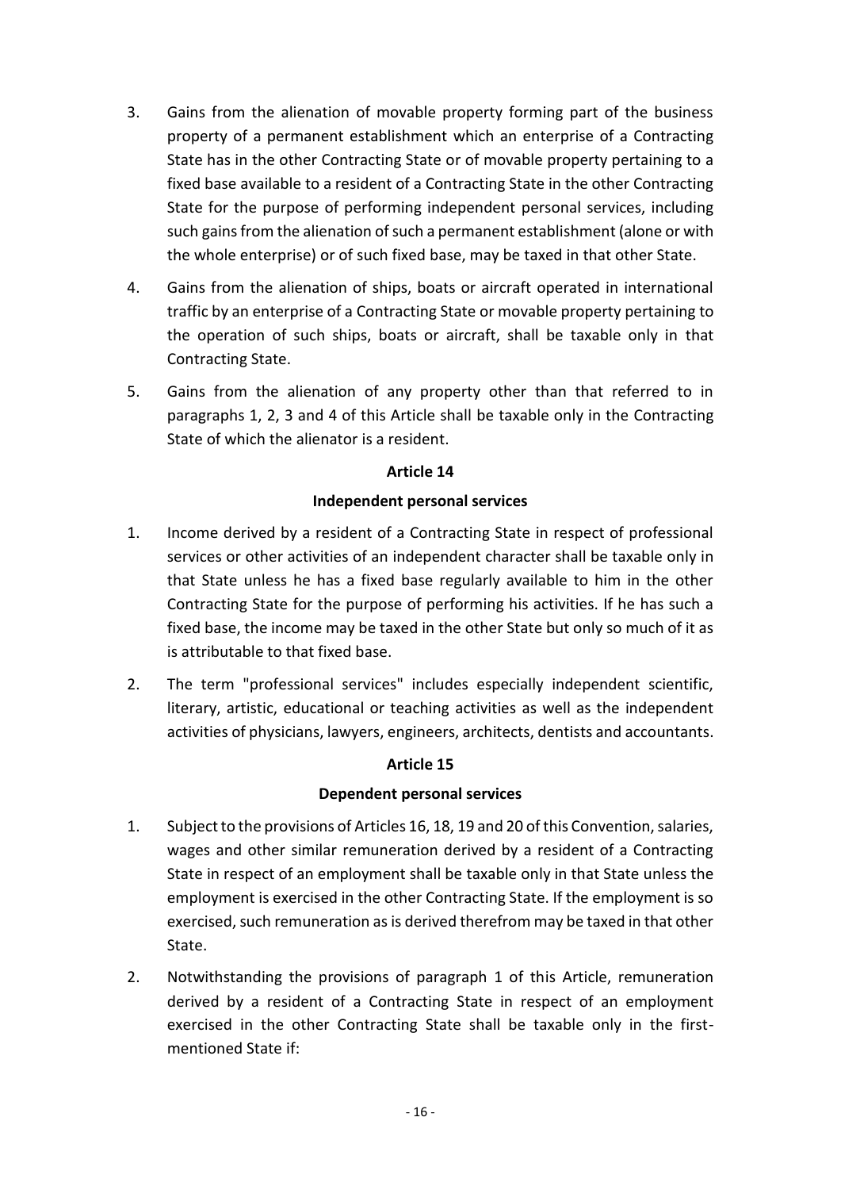3. Gains from the alienation of movable property forming part of the business property of a permanent establishment which an enterprise of a Contracting State has in the other Contracting State or of movable property pertaining to a fixed base available to a resident of a Contracting State in the other Contracting State for the purpose of performing independent personal services, including such gains from the alienation of such a permanent establishment (alone or with the whole enterprise) or of such fixed base, may be taxed in that other State.

4. Gains from the alienation of ships, boats or aircraft operated in international traffic by an enterprise of a Contracting State or movable property pertaining to the operation of such ships, boats or aircraft, shall be taxable only in that Contracting State.

5. Gains from the alienation of any property other than that referred to in paragraphs 1, 2, 3 and 4 of this Article shall be taxable only in the Contracting State of which the alienator is a resident.

## Article 14

### Independent personal services

1. Income derived by a resident of a Contracting State in respect of professional services or other activities of an independent character shall be taxable only in that State unless he has a fixed base regularly available to him in the other Contracting State for the purpose of performing his activities. If he has such a fixed base, the income may be taxed in the other State but only so much of it as is attributable to that fixed base.

2. The term "professional services" includes especially independent scientific, literary, artistic, educational or teaching activities as well as the independent activities of physicians, lawyers, engineers, architects, dentists and accountants.

## Article 15

### Dependent personal services

1. Subject to the provisions of Articles 16, 18, 19 and 20 of this Convention, salaries, wages and other similar remuneration derived by a resident of a Contracting State in respect of an employment shall be taxable only in that State unless the employment is exercised in the other Contracting State. If the employment is so exercised, such remuneration as is derived therefrom may be taxed in that other State.

2. Notwithstanding the provisions of paragraph 1 of this Article, remuneration derived by a resident of a Contracting State in respect of an employment exercised in the other Contracting State shall be taxable only in the first-mentioned State if: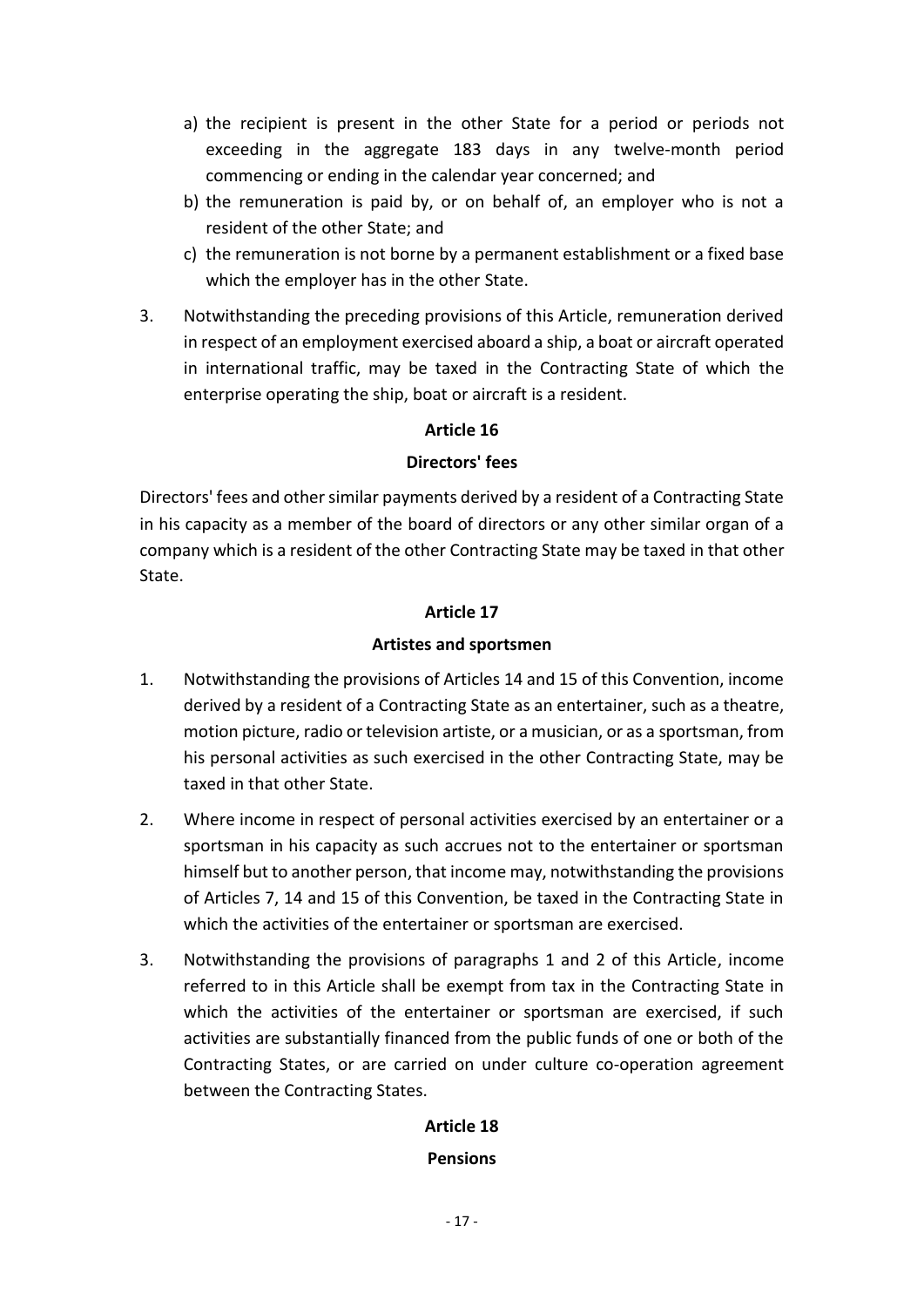a) the recipient is present in the other State for a period or periods not exceeding in the aggregate 183 days in any twelve-month period commencing or ending in the calendar year concerned; and
b) the remuneration is paid by, or on behalf of, an employer who is not a resident of the other State; and
c) the remuneration is not borne by a permanent establishment or a fixed base which the employer has in the other State.

3. Notwithstanding the preceding provisions of this Article, remuneration derived in respect of an employment exercised aboard a ship, a boat or aircraft operated in international traffic, may be taxed in the Contracting State of which the enterprise operating the ship, boat or aircraft is a resident.

**Article 16**

**Directors' fees**

Directors' fees and other similar payments derived by a resident of a Contracting State in his capacity as a member of the board of directors or any other similar organ of a company which is a resident of the other Contracting State may be taxed in that other State.

**Article 17**

**Artistes and sportsmen**

1. Notwithstanding the provisions of Articles 14 and 15 of this Convention, income derived by a resident of a Contracting State as an entertainer, such as a theatre, motion picture, radio or television artiste, or a musician, or as a sportsman, from his personal activities as such exercised in the other Contracting State, may be taxed in that other State.

2. Where income in respect of personal activities exercised by an entertainer or a sportsman in his capacity as such accrues not to the entertainer or sportsman himself but to another person, that income may, notwithstanding the provisions of Articles 7, 14 and 15 of this Convention, be taxed in the Contracting State in which the activities of the entertainer or sportsman are exercised.

3. Notwithstanding the provisions of paragraphs 1 and 2 of this Article, income referred to in this Article shall be exempt from tax in the Contracting State in which the activities of the entertainer or sportsman are exercised, if such activities are substantially financed from the public funds of one or both of the Contracting States, or are carried on under culture co-operation agreement between the Contracting States.

**Article 18**

**Pensions**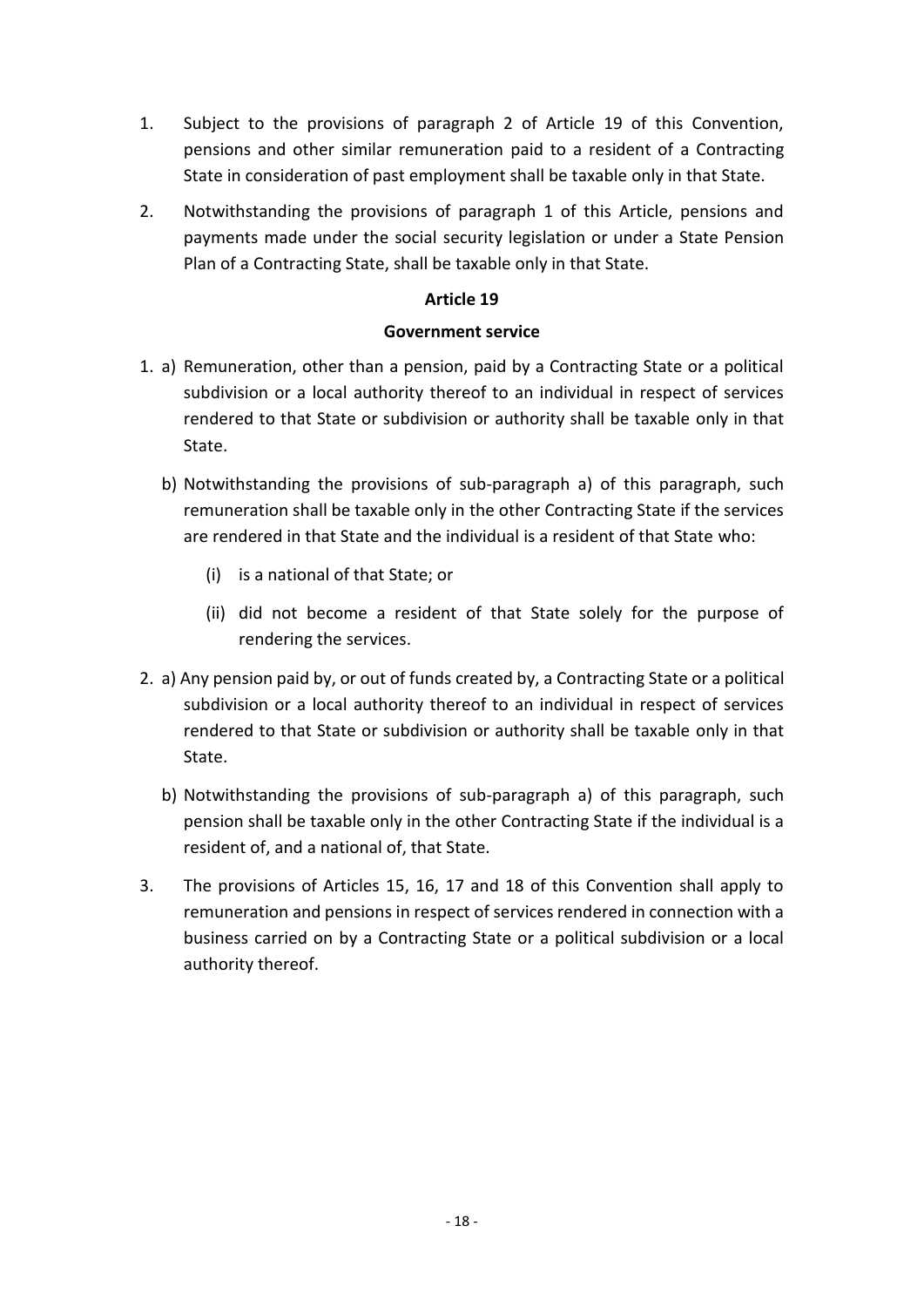1. Subject to the provisions of paragraph 2 of Article 19 of this Convention, pensions and other similar remuneration paid to a resident of a Contracting State in consideration of past employment shall be taxable only in that State.

2. Notwithstanding the provisions of paragraph 1 of this Article, pensions and payments made under the social security legislation or under a State Pension Plan of a Contracting State, shall be taxable only in that State.

### Article 19

### Government service

1. a) Remuneration, other than a pension, paid by a Contracting State or a political subdivision or a local authority thereof to an individual in respect of services rendered to that State or subdivision or authority shall be taxable only in that State.

   b) Notwithstanding the provisions of sub-paragraph a) of this paragraph, such remuneration shall be taxable only in the other Contracting State if the services are rendered in that State and the individual is a resident of that State who:

      (i) is a national of that State; or

      (ii) did not become a resident of that State solely for the purpose of rendering the services.

2. a) Any pension paid by, or out of funds created by, a Contracting State or a political subdivision or a local authority thereof to an individual in respect of services rendered to that State or subdivision or authority shall be taxable only in that State.

   b) Notwithstanding the provisions of sub-paragraph a) of this paragraph, such pension shall be taxable only in the other Contracting State if the individual is a resident of, and a national of, that State.

3. The provisions of Articles 15, 16, 17 and 18 of this Convention shall apply to remuneration and pensions in respect of services rendered in connection with a business carried on by a Contracting State or a political subdivision or a local authority thereof.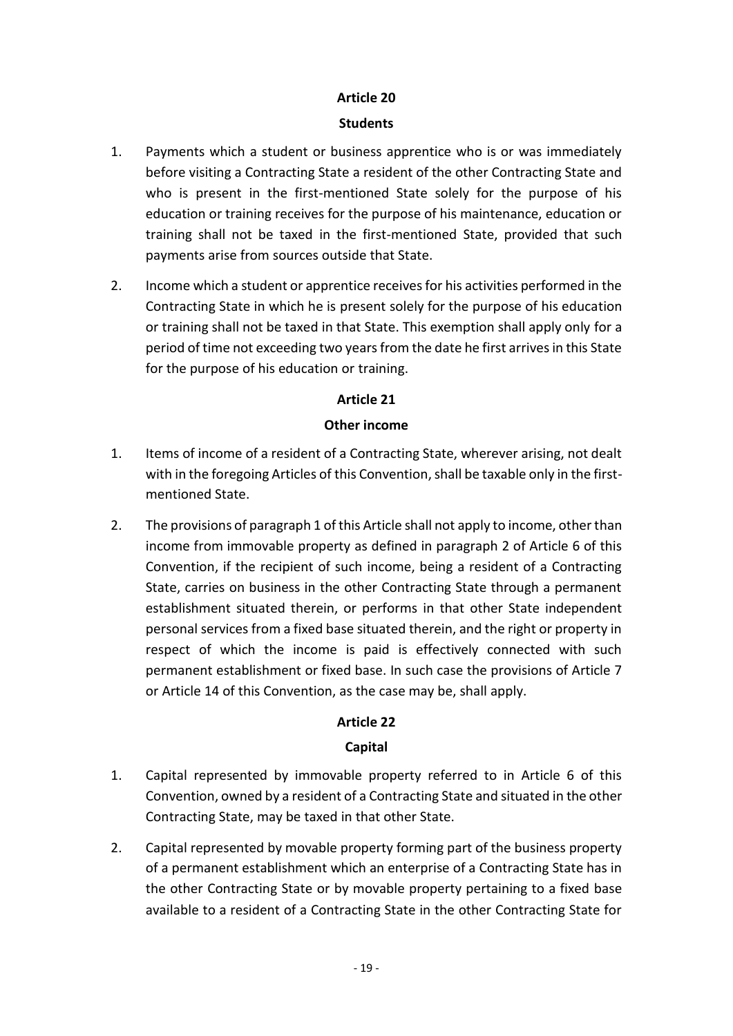## Article 20

### Students

1. Payments which a student or business apprentice who is or was immediately before visiting a Contracting State a resident of the other Contracting State and who is present in the first-mentioned State solely for the purpose of his education or training receives for the purpose of his maintenance, education or training shall not be taxed in the first-mentioned State, provided that such payments arise from sources outside that State.

2. Income which a student or apprentice receives for his activities performed in the Contracting State in which he is present solely for the purpose of his education or training shall not be taxed in that State. This exemption shall apply only for a period of time not exceeding two years from the date he first arrives in this State for the purpose of his education or training.

## Article 21

### Other income

1. Items of income of a resident of a Contracting State, wherever arising, not dealt with in the foregoing Articles of this Convention, shall be taxable only in the first-mentioned State.

2. The provisions of paragraph 1 of this Article shall not apply to income, other than income from immovable property as defined in paragraph 2 of Article 6 of this Convention, if the recipient of such income, being a resident of a Contracting State, carries on business in the other Contracting State through a permanent establishment situated therein, or performs in that other State independent personal services from a fixed base situated therein, and the right or property in respect of which the income is paid is effectively connected with such permanent establishment or fixed base. In such case the provisions of Article 7 or Article 14 of this Convention, as the case may be, shall apply.

## Article 22

### Capital

1. Capital represented by immovable property referred to in Article 6 of this Convention, owned by a resident of a Contracting State and situated in the other Contracting State, may be taxed in that other State.

2. Capital represented by movable property forming part of the business property of a permanent establishment which an enterprise of a Contracting State has in the other Contracting State or by movable property pertaining to a fixed base available to a resident of a Contracting State in the other Contracting State for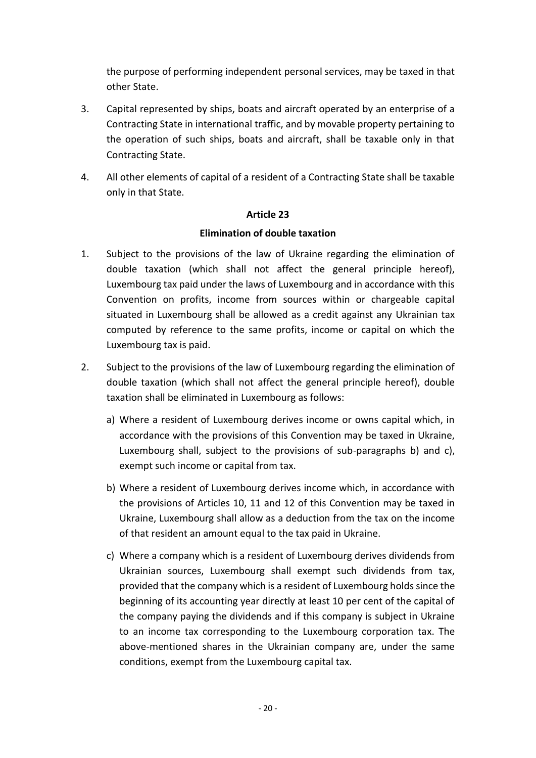the purpose of performing independent personal services, may be taxed in that other State.

3. Capital represented by ships, boats and aircraft operated by an enterprise of a Contracting State in international traffic, and by movable property pertaining to the operation of such ships, boats and aircraft, shall be taxable only in that Contracting State.

4. All other elements of capital of a resident of a Contracting State shall be taxable only in that State.

**Article 23**

**Elimination of double taxation**

1. Subject to the provisions of the law of Ukraine regarding the elimination of double taxation (which shall not affect the general principle hereof), Luxembourg tax paid under the laws of Luxembourg and in accordance with this Convention on profits, income from sources within or chargeable capital situated in Luxembourg shall be allowed as a credit against any Ukrainian tax computed by reference to the same profits, income or capital on which the Luxembourg tax is paid.

2. Subject to the provisions of the law of Luxembourg regarding the elimination of double taxation (which shall not affect the general principle hereof), double taxation shall be eliminated in Luxembourg as follows:

   a) Where a resident of Luxembourg derives income or owns capital which, in accordance with the provisions of this Convention may be taxed in Ukraine, Luxembourg shall, subject to the provisions of sub-paragraphs b) and c), exempt such income or capital from tax.

   b) Where a resident of Luxembourg derives income which, in accordance with the provisions of Articles 10, 11 and 12 of this Convention may be taxed in Ukraine, Luxembourg shall allow as a deduction from the tax on the income of that resident an amount equal to the tax paid in Ukraine.

   c) Where a company which is a resident of Luxembourg derives dividends from Ukrainian sources, Luxembourg shall exempt such dividends from tax, provided that the company which is a resident of Luxembourg holds since the beginning of its accounting year directly at least 10 per cent of the capital of the company paying the dividends and if this company is subject in Ukraine to an income tax corresponding to the Luxembourg corporation tax. The above-mentioned shares in the Ukrainian company are, under the same conditions, exempt from the Luxembourg capital tax.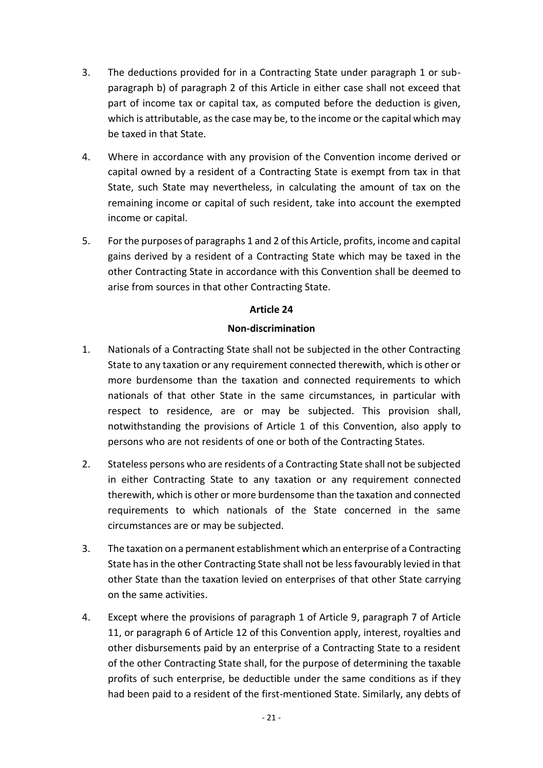3. The deductions provided for in a Contracting State under paragraph 1 or sub-paragraph b) of paragraph 2 of this Article in either case shall not exceed that part of income tax or capital tax, as computed before the deduction is given, which is attributable, as the case may be, to the income or the capital which may be taxed in that State.

4. Where in accordance with any provision of the Convention income derived or capital owned by a resident of a Contracting State is exempt from tax in that State, such State may nevertheless, in calculating the amount of tax on the remaining income or capital of such resident, take into account the exempted income or capital.

5. For the purposes of paragraphs 1 and 2 of this Article, profits, income and capital gains derived by a resident of a Contracting State which may be taxed in the other Contracting State in accordance with this Convention shall be deemed to arise from sources in that other Contracting State.

## Article 24

## Non-discrimination

1. Nationals of a Contracting State shall not be subjected in the other Contracting State to any taxation or any requirement connected therewith, which is other or more burdensome than the taxation and connected requirements to which nationals of that other State in the same circumstances, in particular with respect to residence, are or may be subjected. This provision shall, notwithstanding the provisions of Article 1 of this Convention, also apply to persons who are not residents of one or both of the Contracting States.

2. Stateless persons who are residents of a Contracting State shall not be subjected in either Contracting State to any taxation or any requirement connected therewith, which is other or more burdensome than the taxation and connected requirements to which nationals of the State concerned in the same circumstances are or may be subjected.

3. The taxation on a permanent establishment which an enterprise of a Contracting State has in the other Contracting State shall not be less favourably levied in that other State than the taxation levied on enterprises of that other State carrying on the same activities.

4. Except where the provisions of paragraph 1 of Article 9, paragraph 7 of Article 11, or paragraph 6 of Article 12 of this Convention apply, interest, royalties and other disbursements paid by an enterprise of a Contracting State to a resident of the other Contracting State shall, for the purpose of determining the taxable profits of such enterprise, be deductible under the same conditions as if they had been paid to a resident of the first-mentioned State. Similarly, any debts of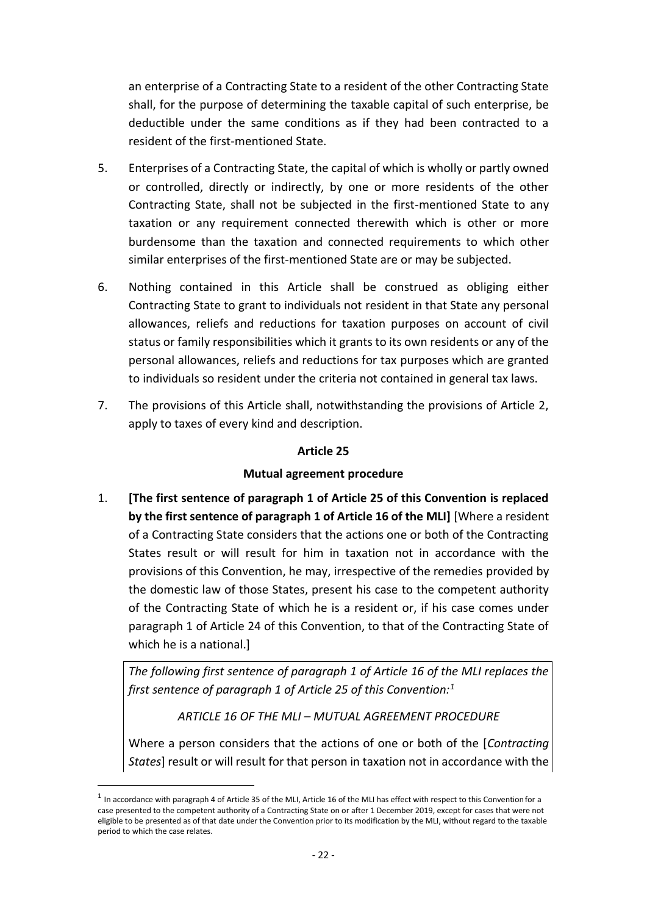an enterprise of a Contracting State to a resident of the other Contracting State shall, for the purpose of determining the taxable capital of such enterprise, be deductible under the same conditions as if they had been contracted to a resident of the first-mentioned State.

5. Enterprises of a Contracting State, the capital of which is wholly or partly owned or controlled, directly or indirectly, by one or more residents of the other Contracting State, shall not be subjected in the first-mentioned State to any taxation or any requirement connected therewith which is other or more burdensome than the taxation and connected requirements to which other similar enterprises of the first-mentioned State are or may be subjected.

6. Nothing contained in this Article shall be construed as obliging either Contracting State to grant to individuals not resident in that State any personal allowances, reliefs and reductions for taxation purposes on account of civil status or family responsibilities which it grants to its own residents or any of the personal allowances, reliefs and reductions for tax purposes which are granted to individuals so resident under the criteria not contained in general tax laws.

7. The provisions of this Article shall, notwithstanding the provisions of Article 2, apply to taxes of every kind and description.

**Article 25**

**Mutual agreement procedure**

1. **[The first sentence of paragraph 1 of Article 25 of this Convention is replaced by the first sentence of paragraph 1 of Article 16 of the MLI]** [Where a resident of a Contracting State considers that the actions one or both of the Contracting States result or will result for him in taxation not in accordance with the provisions of this Convention, he may, irrespective of the remedies provided by the domestic law of those States, present his case to the competent authority of the Contracting State of which he is a resident or, if his case comes under paragraph 1 of Article 24 of this Convention, to that of the Contracting State of which he is a national.]

*The following first sentence of paragraph 1 of Article 16 of the MLI replaces the first sentence of paragraph 1 of Article 25 of this Convention:*[1]

*ARTICLE 16 OF THE MLI – MUTUAL AGREEMENT PROCEDURE*

Where a person considers that the actions of one or both of the [*Contracting States*] result or will result for that person in taxation not in accordance with the

[1] In accordance with paragraph 4 of Article 35 of the MLI, Article 16 of the MLI has effect with respect to this Convention for a case presented to the competent authority of a Contracting State on or after 1 December 2019, except for cases that were not eligible to be presented as of that date under the Convention prior to its modification by the MLI, without regard to the taxable period to which the case relates.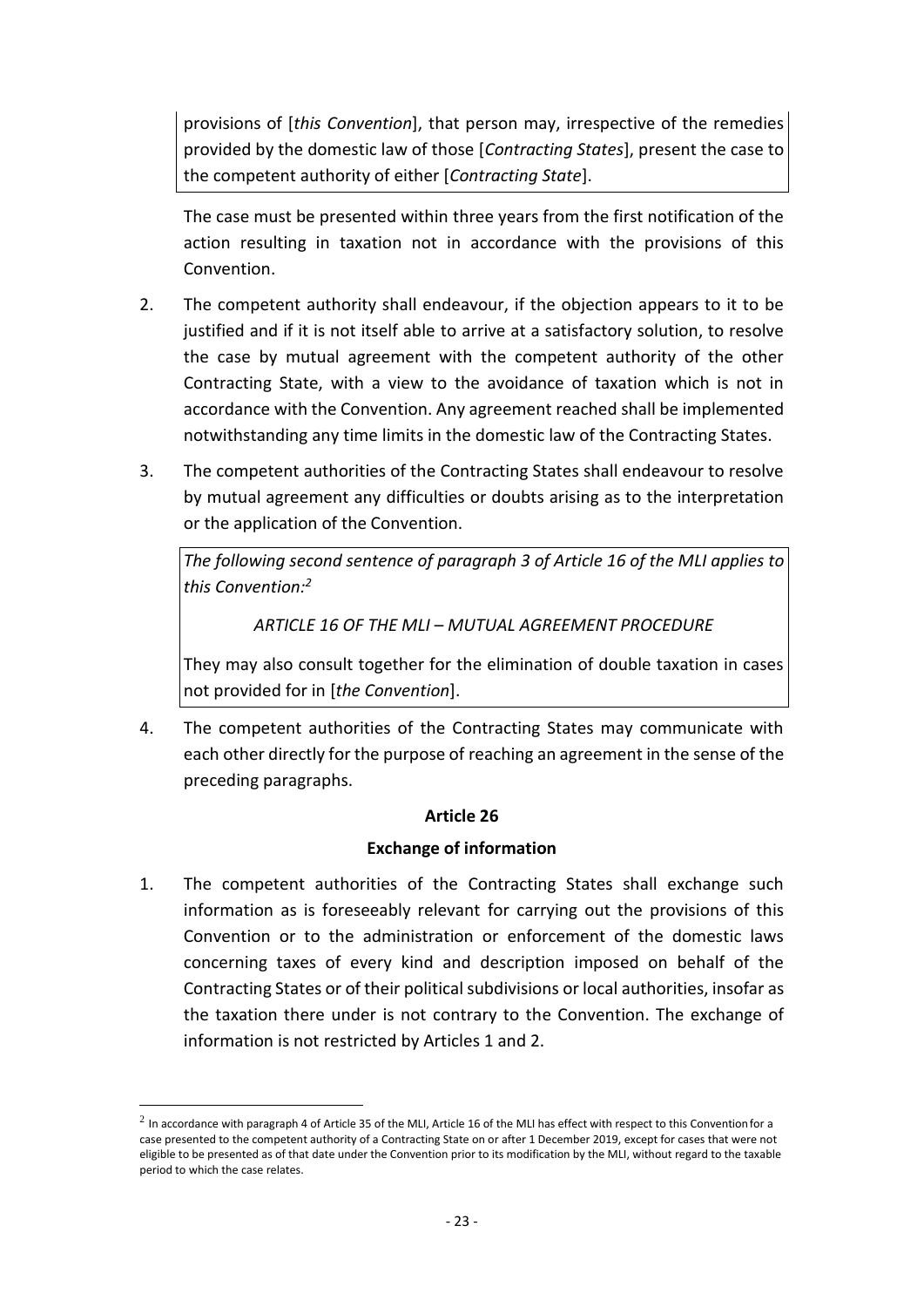provisions of [*this Convention*], that person may, irrespective of the remedies provided by the domestic law of those [*Contracting States*], present the case to the competent authority of either [*Contracting State*].

The case must be presented within three years from the first notification of the action resulting in taxation not in accordance with the provisions of this Convention.

2. The competent authority shall endeavour, if the objection appears to it to be justified and if it is not itself able to arrive at a satisfactory solution, to resolve the case by mutual agreement with the competent authority of the other Contracting State, with a view to the avoidance of taxation which is not in accordance with the Convention. Any agreement reached shall be implemented notwithstanding any time limits in the domestic law of the Contracting States.

3. The competent authorities of the Contracting States shall endeavour to resolve by mutual agreement any difficulties or doubts arising as to the interpretation or the application of the Convention.

*The following second sentence of paragraph 3 of Article 16 of the MLI applies to this Convention:*[2]

*ARTICLE 16 OF THE MLI – MUTUAL AGREEMENT PROCEDURE*

They may also consult together for the elimination of double taxation in cases not provided for in [*the Convention*].

4. The competent authorities of the Contracting States may communicate with each other directly for the purpose of reaching an agreement in the sense of the preceding paragraphs.

## Article 26

## Exchange of information

1. The competent authorities of the Contracting States shall exchange such information as is foreseeably relevant for carrying out the provisions of this Convention or to the administration or enforcement of the domestic laws concerning taxes of every kind and description imposed on behalf of the Contracting States or of their political subdivisions or local authorities, insofar as the taxation there under is not contrary to the Convention. The exchange of information is not restricted by Articles 1 and 2.

---

[2] In accordance with paragraph 4 of Article 35 of the MLI, Article 16 of the MLI has effect with respect to this Convention for a case presented to the competent authority of a Contracting State on or after 1 December 2019, except for cases that were not eligible to be presented as of that date under the Convention prior to its modification by the MLI, without regard to the taxable period to which the case relates.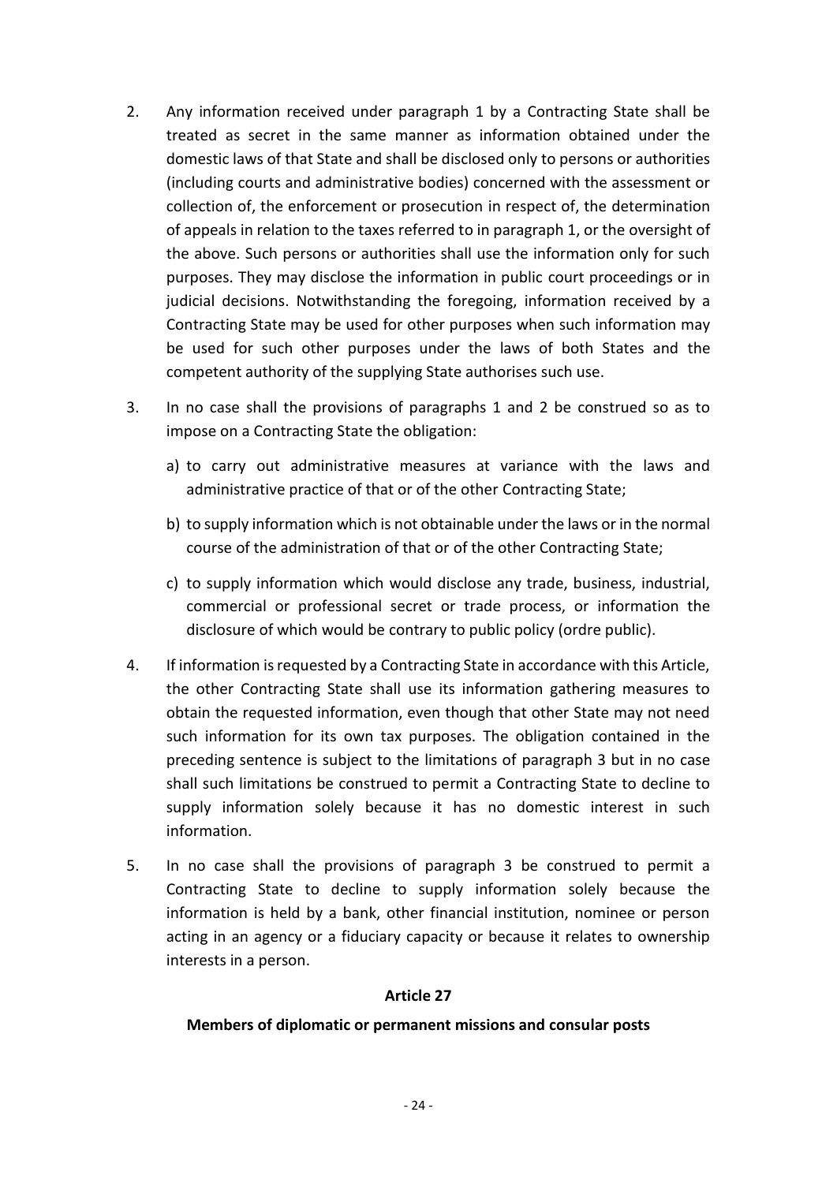2. Any information received under paragraph 1 by a Contracting State shall be treated as secret in the same manner as information obtained under the domestic laws of that State and shall be disclosed only to persons or authorities (including courts and administrative bodies) concerned with the assessment or collection of, the enforcement or prosecution in respect of, the determination of appeals in relation to the taxes referred to in paragraph 1, or the oversight of the above. Such persons or authorities shall use the information only for such purposes. They may disclose the information in public court proceedings or in judicial decisions. Notwithstanding the foregoing, information received by a Contracting State may be used for other purposes when such information may be used for such other purposes under the laws of both States and the competent authority of the supplying State authorises such use.

3. In no case shall the provisions of paragraphs 1 and 2 be construed so as to impose on a Contracting State the obligation:

   a) to carry out administrative measures at variance with the laws and administrative practice of that or of the other Contracting State;

   b) to supply information which is not obtainable under the laws or in the normal course of the administration of that or of the other Contracting State;

   c) to supply information which would disclose any trade, business, industrial, commercial or professional secret or trade process, or information the disclosure of which would be contrary to public policy (ordre public).

4. If information is requested by a Contracting State in accordance with this Article, the other Contracting State shall use its information gathering measures to obtain the requested information, even though that other State may not need such information for its own tax purposes. The obligation contained in the preceding sentence is subject to the limitations of paragraph 3 but in no case shall such limitations be construed to permit a Contracting State to decline to supply information solely because it has no domestic interest in such information.

5. In no case shall the provisions of paragraph 3 be construed to permit a Contracting State to decline to supply information solely because the information is held by a bank, other financial institution, nominee or person acting in an agency or a fiduciary capacity or because it relates to ownership interests in a person.

**Article 27**

**Members of diplomatic or permanent missions and consular posts**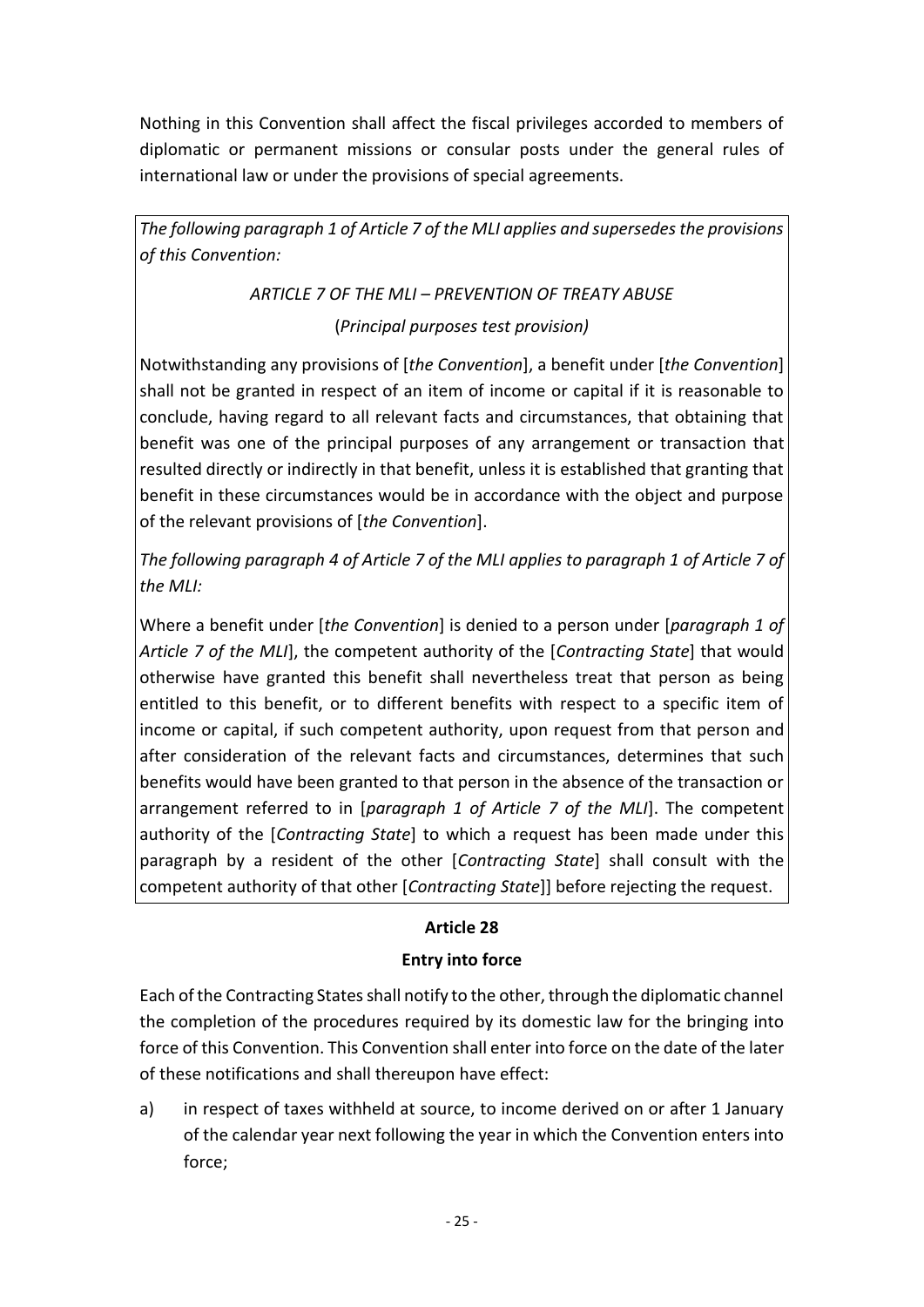Nothing in this Convention shall affect the fiscal privileges accorded to members of diplomatic or permanent missions or consular posts under the general rules of international law or under the provisions of special agreements.

*The following paragraph 1 of Article 7 of the MLI applies and supersedes the provisions of this Convention:*

*ARTICLE 7 OF THE MLI – PREVENTION OF TREATY ABUSE*

(*Principal purposes test provision)*

Notwithstanding any provisions of [*the Convention*], a benefit under [*the Convention*] shall not be granted in respect of an item of income or capital if it is reasonable to conclude, having regard to all relevant facts and circumstances, that obtaining that benefit was one of the principal purposes of any arrangement or transaction that resulted directly or indirectly in that benefit, unless it is established that granting that benefit in these circumstances would be in accordance with the object and purpose of the relevant provisions of [*the Convention*].

*The following paragraph 4 of Article 7 of the MLI applies to paragraph 1 of Article 7 of the MLI:*

Where a benefit under [*the Convention*] is denied to a person under [*paragraph 1 of Article 7 of the MLI*], the competent authority of the [*Contracting State*] that would otherwise have granted this benefit shall nevertheless treat that person as being entitled to this benefit, or to different benefits with respect to a specific item of income or capital, if such competent authority, upon request from that person and after consideration of the relevant facts and circumstances, determines that such benefits would have been granted to that person in the absence of the transaction or arrangement referred to in [*paragraph 1 of Article 7 of the MLI*]. The competent authority of the [*Contracting State*] to which a request has been made under this paragraph by a resident of the other [*Contracting State*] shall consult with the competent authority of that other [*Contracting State*]] before rejecting the request.

## Article 28

## Entry into force

Each of the Contracting States shall notify to the other, through the diplomatic channel the completion of the procedures required by its domestic law for the bringing into force of this Convention. This Convention shall enter into force on the date of the later of these notifications and shall thereupon have effect:

a) in respect of taxes withheld at source, to income derived on or after 1 January of the calendar year next following the year in which the Convention enters into force;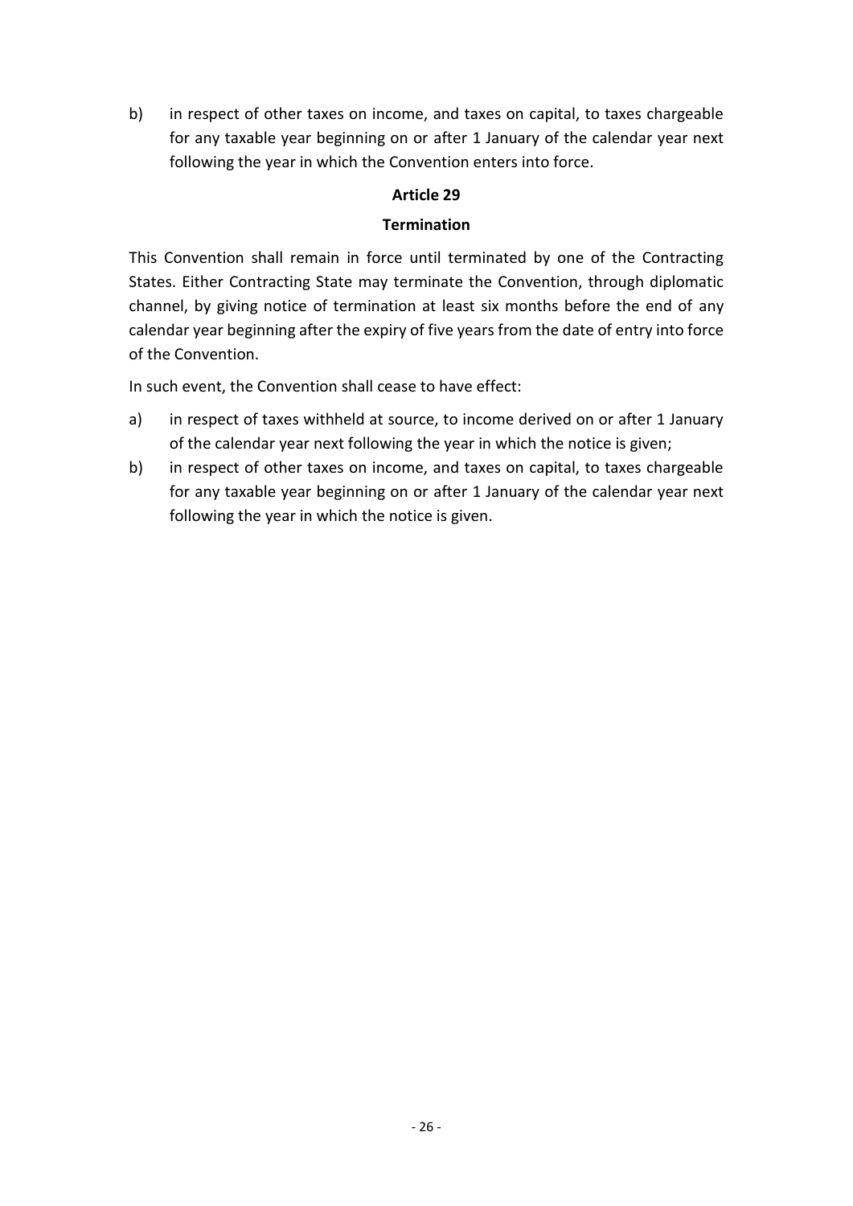b) in respect of other taxes on income, and taxes on capital, to taxes chargeable for any taxable year beginning on or after 1 January of the calendar year next following the year in which the Convention enters into force.

## Article 29

## Termination

This Convention shall remain in force until terminated by one of the Contracting States. Either Contracting State may terminate the Convention, through diplomatic channel, by giving notice of termination at least six months before the end of any calendar year beginning after the expiry of five years from the date of entry into force of the Convention.

In such event, the Convention shall cease to have effect:

a) in respect of taxes withheld at source, to income derived on or after 1 January of the calendar year next following the year in which the notice is given;

b) in respect of other taxes on income, and taxes on capital, to taxes chargeable for any taxable year beginning on or after 1 January of the calendar year next following the year in which the notice is given.